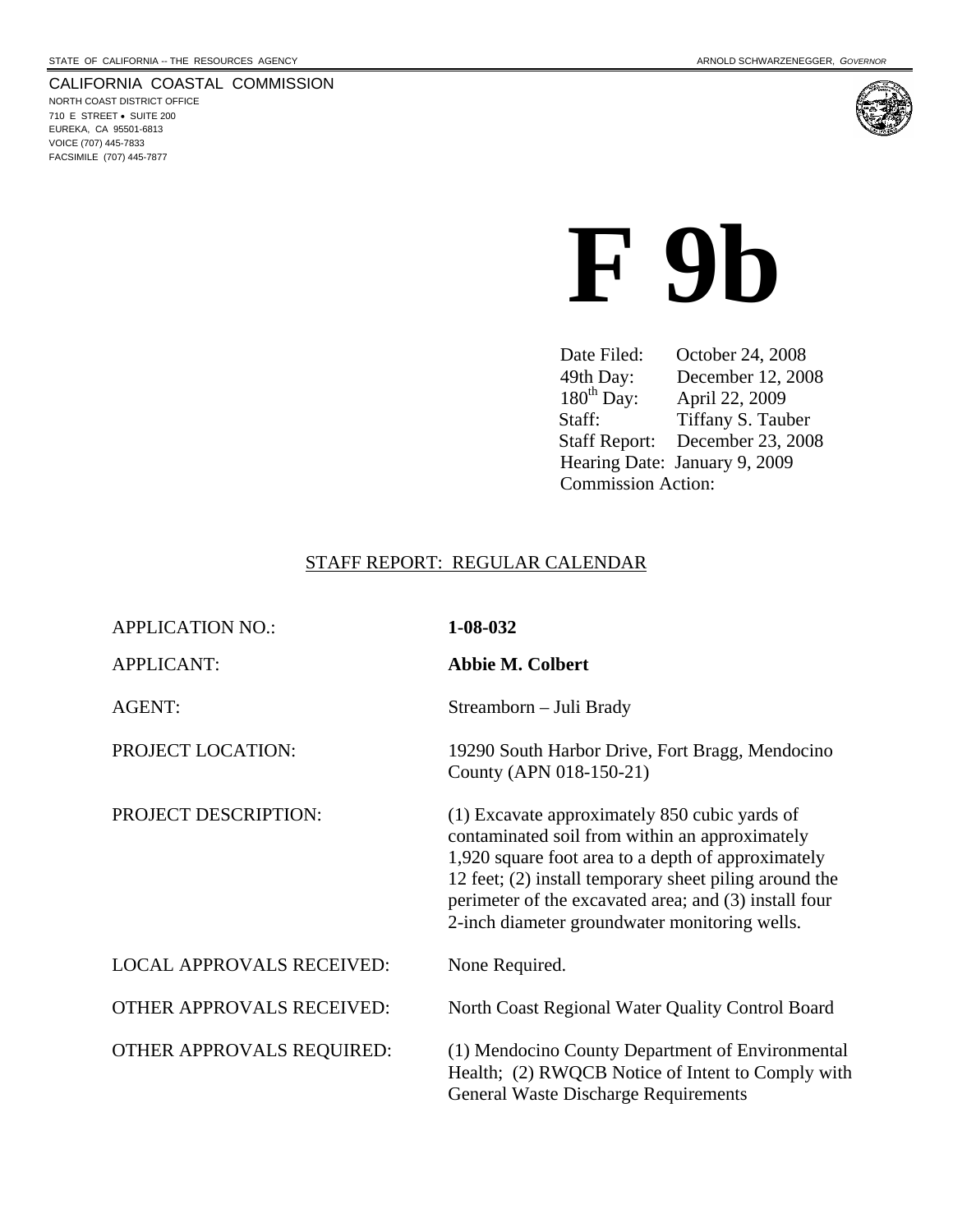STATE OF CALIFORNIA -- THE RESOURCES AGENCY ARNOLD SCHWARZENEGGER, *GOVERNOR*

CALIFORNIA COASTAL COMMISSION
NORTH COAST DISTRICT OFFICE
710 E STREET • SUITE 200
EUREKA, CA 95501-6813
VOICE (707) 445-7833
FACSIMILE (707) 445-7877

# F 9b

Date Filed: October 24, 2008
49th Day: December 12, 2008
180th Day: April 22, 2009
Staff: Tiffany S. Tauber
Staff Report: December 23, 2008
Hearing Date: January 9, 2009
Commission Action:

## STAFF REPORT: REGULAR CALENDAR

| | |
|---|---|
| APPLICATION NO.: | **1-08-032** |
| APPLICANT: | **Abbie M. Colbert** |
| AGENT: | Streamborn – Juli Brady |
| PROJECT LOCATION: | 19290 South Harbor Drive, Fort Bragg, Mendocino County (APN 018-150-21) |
| PROJECT DESCRIPTION: | (1) Excavate approximately 850 cubic yards of contaminated soil from within an approximately 1,920 square foot area to a depth of approximately 12 feet; (2) install temporary sheet piling around the perimeter of the excavated area; and (3) install four 2-inch diameter groundwater monitoring wells. |
| LOCAL APPROVALS RECEIVED: | None Required. |
| OTHER APPROVALS RECEIVED: | North Coast Regional Water Quality Control Board |
| OTHER APPROVALS REQUIRED: | (1) Mendocino County Department of Environmental Health; (2) RWQCB Notice of Intent to Comply with General Waste Discharge Requirements |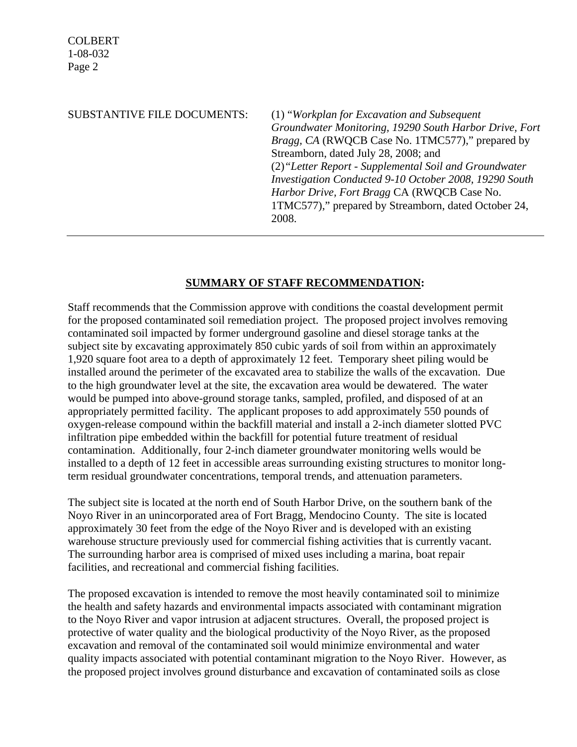SUBSTANTIVE FILE DOCUMENTS: (1) "*Workplan for Excavation and Subsequent Groundwater Monitoring, 19290 South Harbor Drive, Fort Bragg, CA* (RWQCB Case No. 1TMC577)," prepared by Streamborn, dated July 28, 2008; and (2)*"Letter Report - Supplemental Soil and Groundwater Investigation Conducted 9-10 October 2008, 19290 South Harbor Drive, Fort Bragg* CA (RWQCB Case No. 1TMC577)," prepared by Streamborn, dated October 24, 2008.

---

## **SUMMARY OF STAFF RECOMMENDATION:**

Staff recommends that the Commission approve with conditions the coastal development permit for the proposed contaminated soil remediation project. The proposed project involves removing contaminated soil impacted by former underground gasoline and diesel storage tanks at the subject site by excavating approximately 850 cubic yards of soil from within an approximately 1,920 square foot area to a depth of approximately 12 feet. Temporary sheet piling would be installed around the perimeter of the excavated area to stabilize the walls of the excavation. Due to the high groundwater level at the site, the excavation area would be dewatered. The water would be pumped into above-ground storage tanks, sampled, profiled, and disposed of at an appropriately permitted facility. The applicant proposes to add approximately 550 pounds of oxygen-release compound within the backfill material and install a 2-inch diameter slotted PVC infiltration pipe embedded within the backfill for potential future treatment of residual contamination. Additionally, four 2-inch diameter groundwater monitoring wells would be installed to a depth of 12 feet in accessible areas surrounding existing structures to monitor long-term residual groundwater concentrations, temporal trends, and attenuation parameters.

The subject site is located at the north end of South Harbor Drive, on the southern bank of the Noyo River in an unincorporated area of Fort Bragg, Mendocino County. The site is located approximately 30 feet from the edge of the Noyo River and is developed with an existing warehouse structure previously used for commercial fishing activities that is currently vacant. The surrounding harbor area is comprised of mixed uses including a marina, boat repair facilities, and recreational and commercial fishing facilities.

The proposed excavation is intended to remove the most heavily contaminated soil to minimize the health and safety hazards and environmental impacts associated with contaminant migration to the Noyo River and vapor intrusion at adjacent structures. Overall, the proposed project is protective of water quality and the biological productivity of the Noyo River, as the proposed excavation and removal of the contaminated soil would minimize environmental and water quality impacts associated with potential contaminant migration to the Noyo River. However, as the proposed project involves ground disturbance and excavation of contaminated soils as close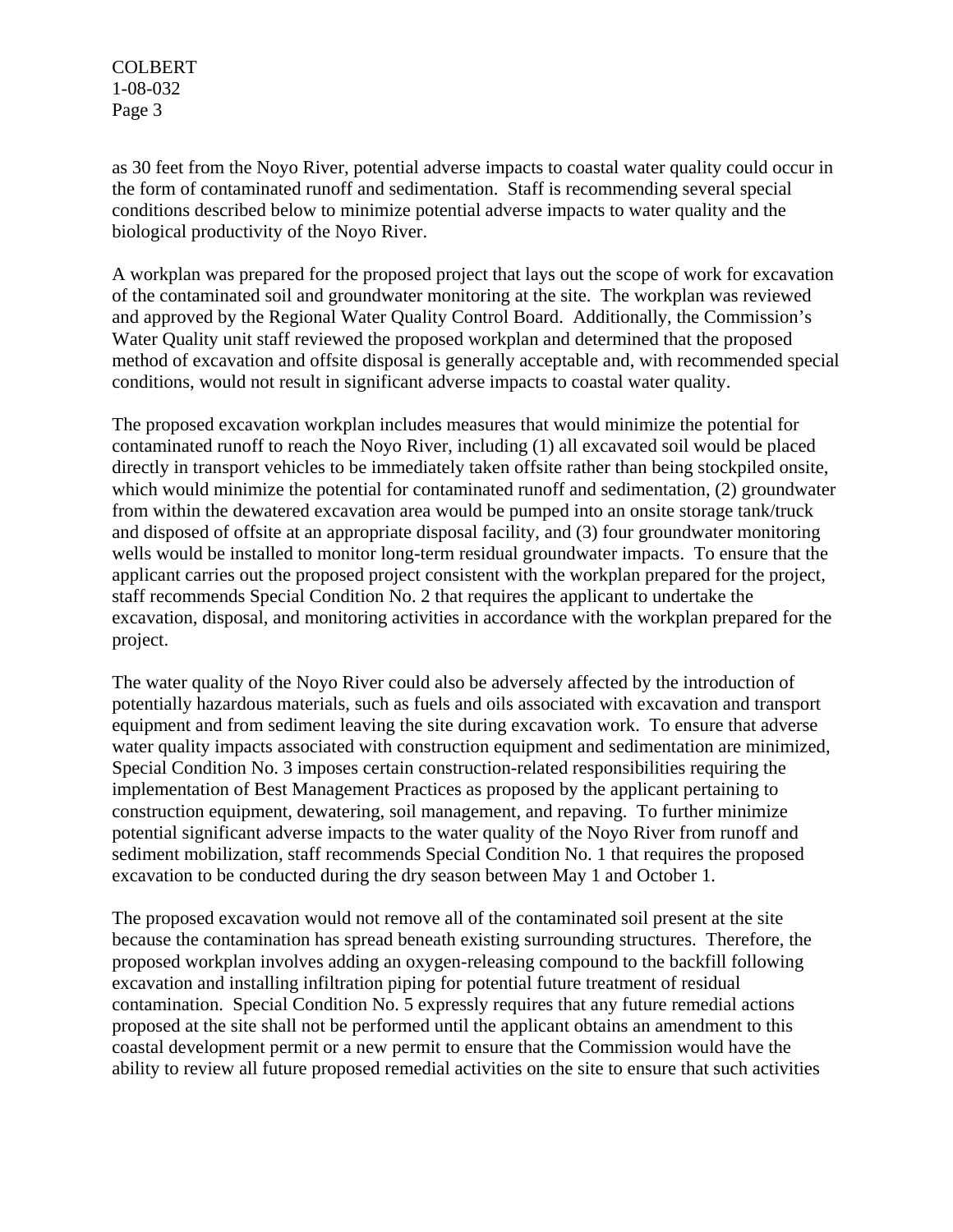as 30 feet from the Noyo River, potential adverse impacts to coastal water quality could occur in the form of contaminated runoff and sedimentation. Staff is recommending several special conditions described below to minimize potential adverse impacts to water quality and the biological productivity of the Noyo River.

A workplan was prepared for the proposed project that lays out the scope of work for excavation of the contaminated soil and groundwater monitoring at the site. The workplan was reviewed and approved by the Regional Water Quality Control Board. Additionally, the Commission's Water Quality unit staff reviewed the proposed workplan and determined that the proposed method of excavation and offsite disposal is generally acceptable and, with recommended special conditions, would not result in significant adverse impacts to coastal water quality.

The proposed excavation workplan includes measures that would minimize the potential for contaminated runoff to reach the Noyo River, including (1) all excavated soil would be placed directly in transport vehicles to be immediately taken offsite rather than being stockpiled onsite, which would minimize the potential for contaminated runoff and sedimentation, (2) groundwater from within the dewatered excavation area would be pumped into an onsite storage tank/truck and disposed of offsite at an appropriate disposal facility, and (3) four groundwater monitoring wells would be installed to monitor long-term residual groundwater impacts. To ensure that the applicant carries out the proposed project consistent with the workplan prepared for the project, staff recommends Special Condition No. 2 that requires the applicant to undertake the excavation, disposal, and monitoring activities in accordance with the workplan prepared for the project.

The water quality of the Noyo River could also be adversely affected by the introduction of potentially hazardous materials, such as fuels and oils associated with excavation and transport equipment and from sediment leaving the site during excavation work. To ensure that adverse water quality impacts associated with construction equipment and sedimentation are minimized, Special Condition No. 3 imposes certain construction-related responsibilities requiring the implementation of Best Management Practices as proposed by the applicant pertaining to construction equipment, dewatering, soil management, and repaving. To further minimize potential significant adverse impacts to the water quality of the Noyo River from runoff and sediment mobilization, staff recommends Special Condition No. 1 that requires the proposed excavation to be conducted during the dry season between May 1 and October 1.

The proposed excavation would not remove all of the contaminated soil present at the site because the contamination has spread beneath existing surrounding structures. Therefore, the proposed workplan involves adding an oxygen-releasing compound to the backfill following excavation and installing infiltration piping for potential future treatment of residual contamination. Special Condition No. 5 expressly requires that any future remedial actions proposed at the site shall not be performed until the applicant obtains an amendment to this coastal development permit or a new permit to ensure that the Commission would have the ability to review all future proposed remedial activities on the site to ensure that such activities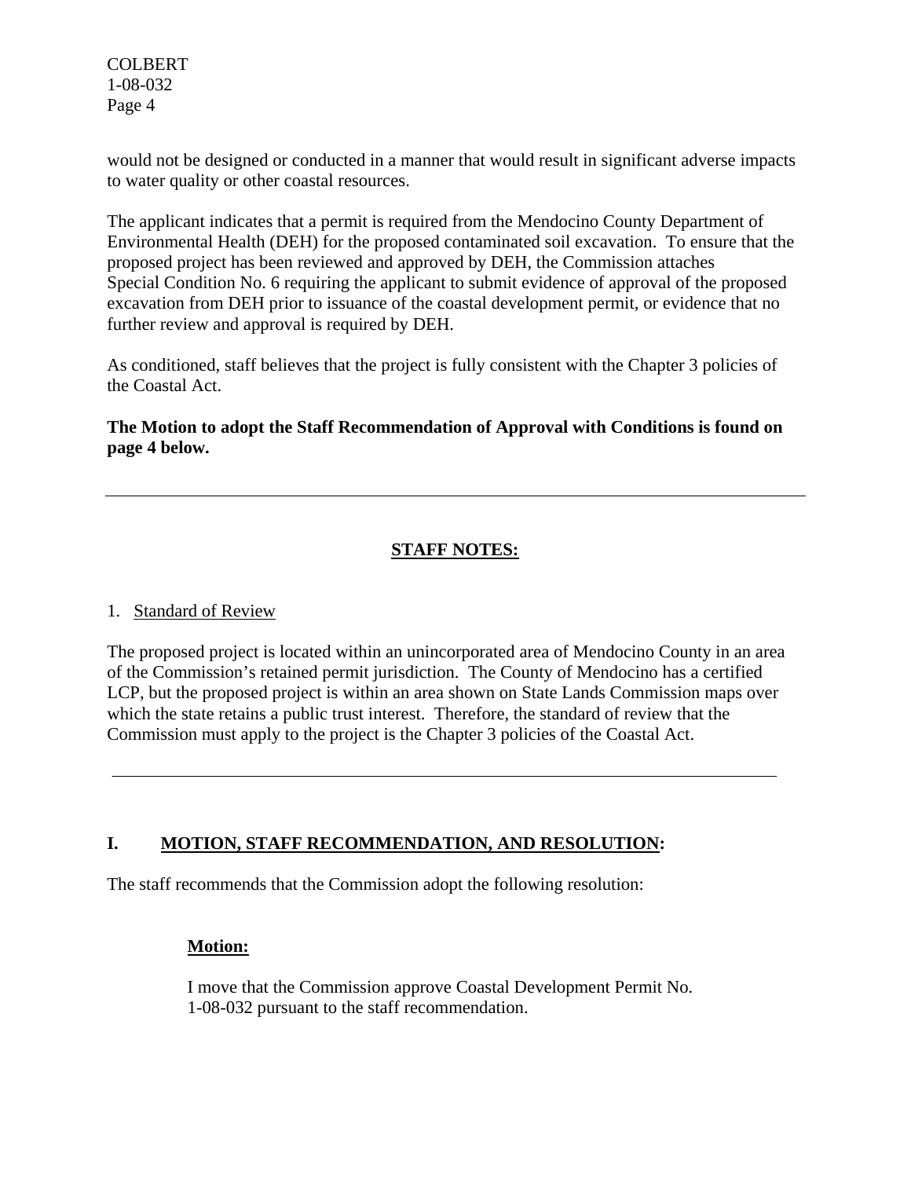would not be designed or conducted in a manner that would result in significant adverse impacts to water quality or other coastal resources.

The applicant indicates that a permit is required from the Mendocino County Department of Environmental Health (DEH) for the proposed contaminated soil excavation. To ensure that the proposed project has been reviewed and approved by DEH, the Commission attaches Special Condition No. 6 requiring the applicant to submit evidence of approval of the proposed excavation from DEH prior to issuance of the coastal development permit, or evidence that no further review and approval is required by DEH.

As conditioned, staff believes that the project is fully consistent with the Chapter 3 policies of the Coastal Act.

**The Motion to adopt the Staff Recommendation of Approval with Conditions is found on page 4 below.**

---

## STAFF NOTES:

1. Standard of Review

The proposed project is located within an unincorporated area of Mendocino County in an area of the Commission's retained permit jurisdiction. The County of Mendocino has a certified LCP, but the proposed project is within an area shown on State Lands Commission maps over which the state retains a public trust interest. Therefore, the standard of review that the Commission must apply to the project is the Chapter 3 policies of the Coastal Act.

---

## I. MOTION, STAFF RECOMMENDATION, AND RESOLUTION:

The staff recommends that the Commission adopt the following resolution:

**Motion:**

I move that the Commission approve Coastal Development Permit No. 1-08-032 pursuant to the staff recommendation.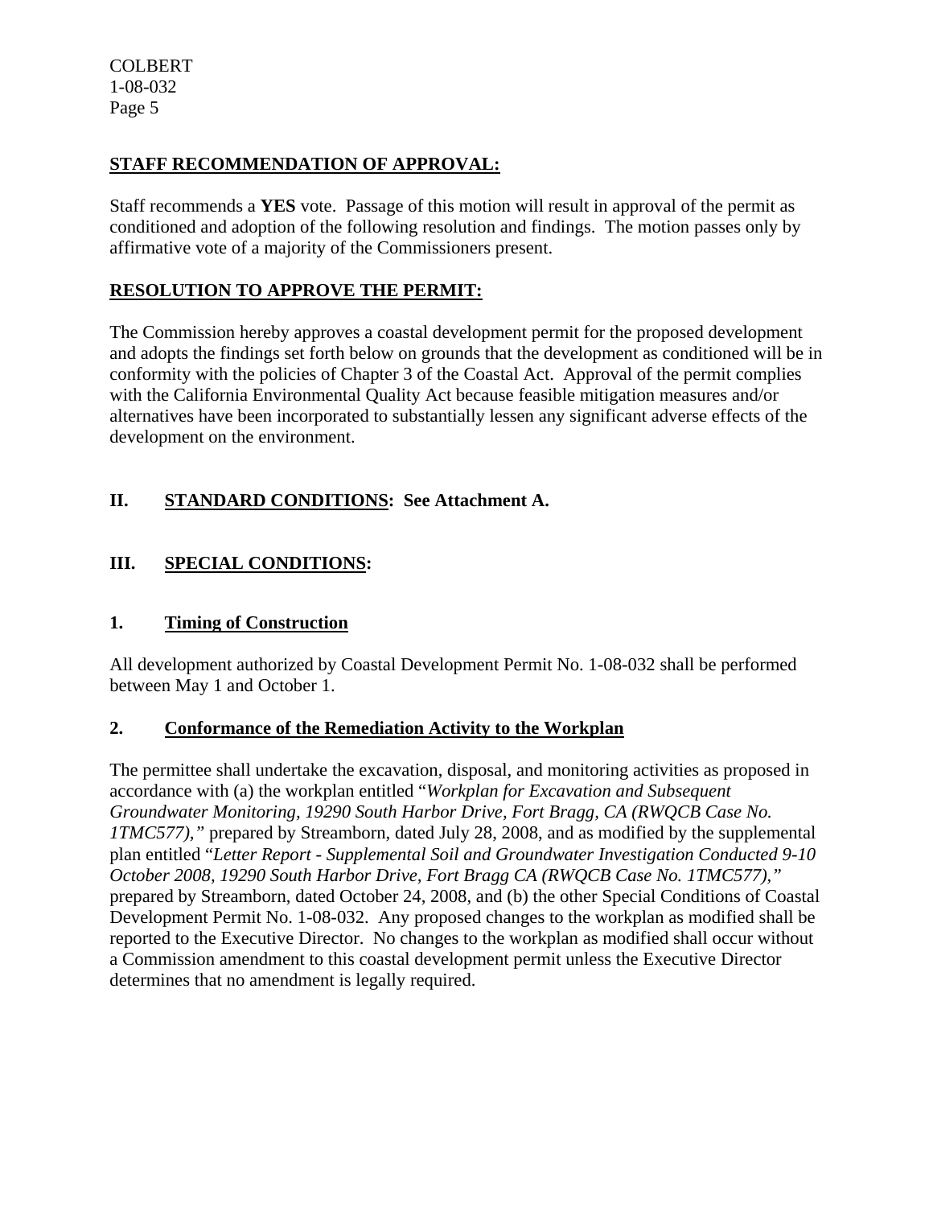**STAFF RECOMMENDATION OF APPROVAL:**

Staff recommends a **YES** vote. Passage of this motion will result in approval of the permit as conditioned and adoption of the following resolution and findings. The motion passes only by affirmative vote of a majority of the Commissioners present.

**RESOLUTION TO APPROVE THE PERMIT:**

The Commission hereby approves a coastal development permit for the proposed development and adopts the findings set forth below on grounds that the development as conditioned will be in conformity with the policies of Chapter 3 of the Coastal Act. Approval of the permit complies with the California Environmental Quality Act because feasible mitigation measures and/or alternatives have been incorporated to substantially lessen any significant adverse effects of the development on the environment.

## II. STANDARD CONDITIONS: See Attachment A.

## III. SPECIAL CONDITIONS:

### 1. Timing of Construction

All development authorized by Coastal Development Permit No. 1-08-032 shall be performed between May 1 and October 1.

### 2. Conformance of the Remediation Activity to the Workplan

The permittee shall undertake the excavation, disposal, and monitoring activities as proposed in accordance with (a) the workplan entitled "*Workplan for Excavation and Subsequent Groundwater Monitoring, 19290 South Harbor Drive, Fort Bragg, CA (RWQCB Case No. 1TMC577),*" prepared by Streamborn, dated July 28, 2008, and as modified by the supplemental plan entitled "*Letter Report - Supplemental Soil and Groundwater Investigation Conducted 9-10 October 2008, 19290 South Harbor Drive, Fort Bragg CA (RWQCB Case No. 1TMC577),*" prepared by Streamborn, dated October 24, 2008, and (b) the other Special Conditions of Coastal Development Permit No. 1-08-032. Any proposed changes to the workplan as modified shall be reported to the Executive Director. No changes to the workplan as modified shall occur without a Commission amendment to this coastal development permit unless the Executive Director determines that no amendment is legally required.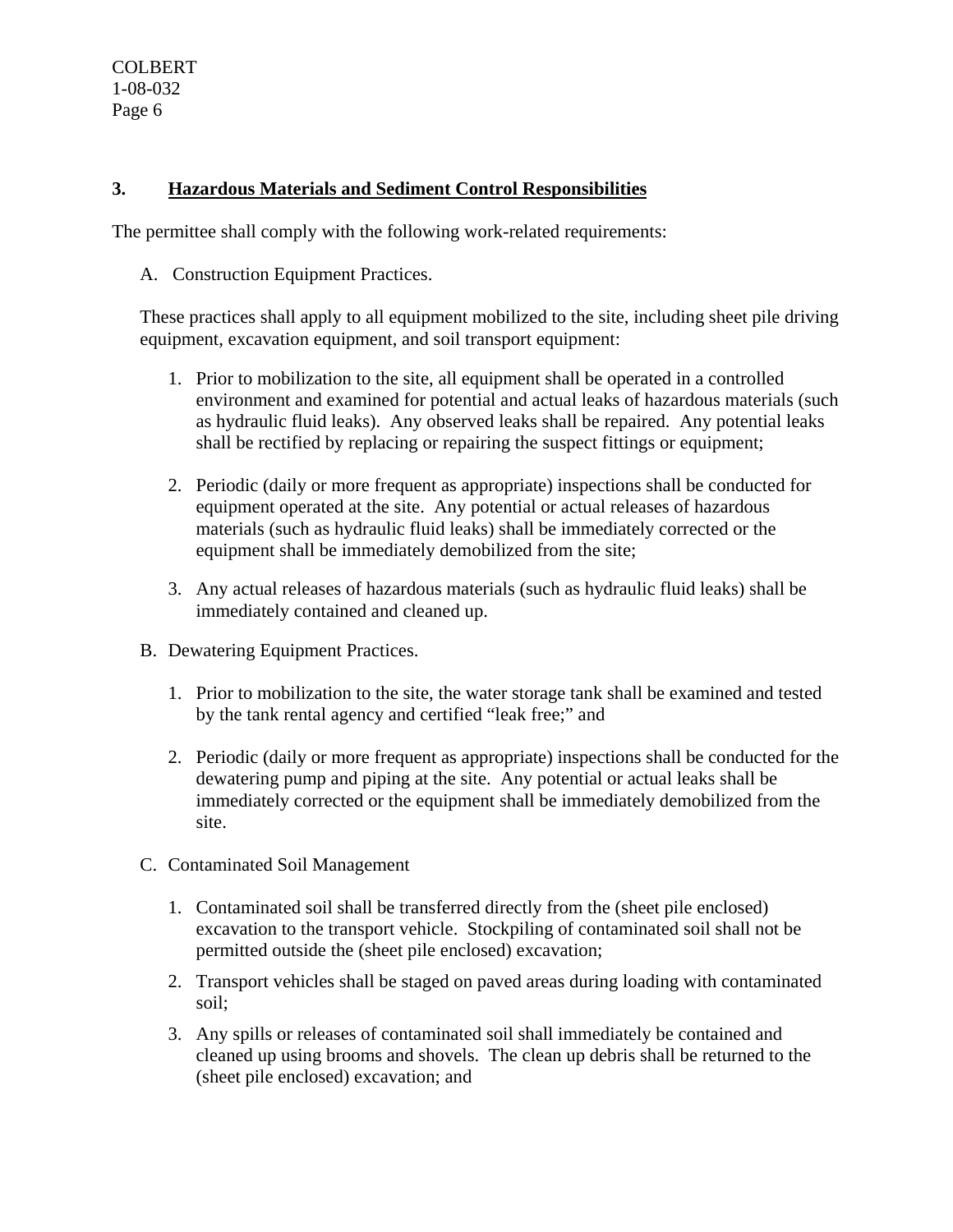### 3. Hazardous Materials and Sediment Control Responsibilities

The permittee shall comply with the following work-related requirements:

A. Construction Equipment Practices.

These practices shall apply to all equipment mobilized to the site, including sheet pile driving equipment, excavation equipment, and soil transport equipment:

1. Prior to mobilization to the site, all equipment shall be operated in a controlled environment and examined for potential and actual leaks of hazardous materials (such as hydraulic fluid leaks). Any observed leaks shall be repaired. Any potential leaks shall be rectified by replacing or repairing the suspect fittings or equipment;

2. Periodic (daily or more frequent as appropriate) inspections shall be conducted for equipment operated at the site. Any potential or actual releases of hazardous materials (such as hydraulic fluid leaks) shall be immediately corrected or the equipment shall be immediately demobilized from the site;

3. Any actual releases of hazardous materials (such as hydraulic fluid leaks) shall be immediately contained and cleaned up.

B. Dewatering Equipment Practices.

1. Prior to mobilization to the site, the water storage tank shall be examined and tested by the tank rental agency and certified "leak free;" and

2. Periodic (daily or more frequent as appropriate) inspections shall be conducted for the dewatering pump and piping at the site. Any potential or actual leaks shall be immediately corrected or the equipment shall be immediately demobilized from the site.

C. Contaminated Soil Management

1. Contaminated soil shall be transferred directly from the (sheet pile enclosed) excavation to the transport vehicle. Stockpiling of contaminated soil shall not be permitted outside the (sheet pile enclosed) excavation;

2. Transport vehicles shall be staged on paved areas during loading with contaminated soil;

3. Any spills or releases of contaminated soil shall immediately be contained and cleaned up using brooms and shovels. The clean up debris shall be returned to the (sheet pile enclosed) excavation; and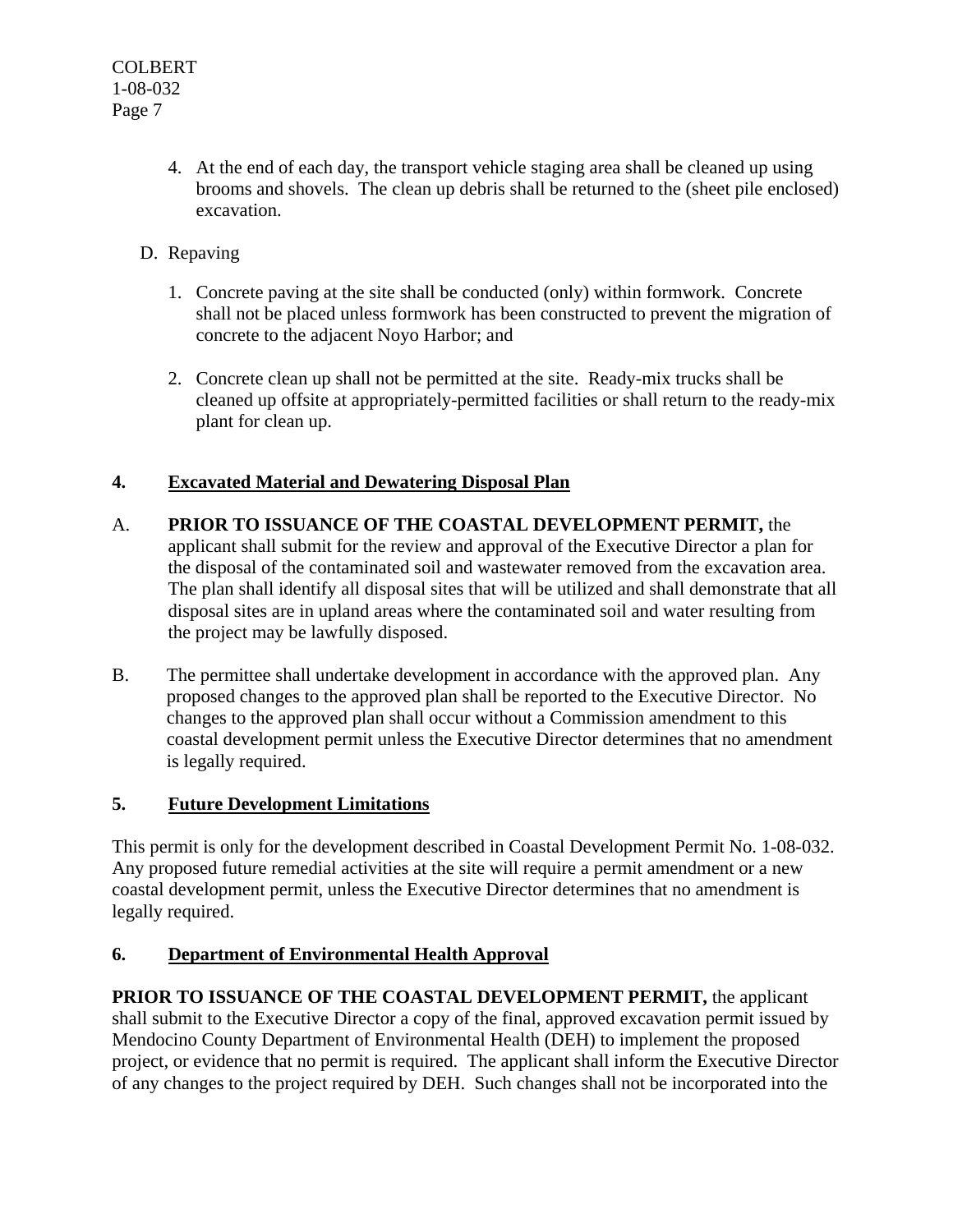4. At the end of each day, the transport vehicle staging area shall be cleaned up using brooms and shovels. The clean up debris shall be returned to the (sheet pile enclosed) excavation.

D. Repaving

1. Concrete paving at the site shall be conducted (only) within formwork. Concrete shall not be placed unless formwork has been constructed to prevent the migration of concrete to the adjacent Noyo Harbor; and

2. Concrete clean up shall not be permitted at the site. Ready-mix trucks shall be cleaned up offsite at appropriately-permitted facilities or shall return to the ready-mix plant for clean up.

**4. <u>Excavated Material and Dewatering Disposal Plan</u>**

A. **PRIOR TO ISSUANCE OF THE COASTAL DEVELOPMENT PERMIT,** the applicant shall submit for the review and approval of the Executive Director a plan for the disposal of the contaminated soil and wastewater removed from the excavation area. The plan shall identify all disposal sites that will be utilized and shall demonstrate that all disposal sites are in upland areas where the contaminated soil and water resulting from the project may be lawfully disposed.

B. The permittee shall undertake development in accordance with the approved plan. Any proposed changes to the approved plan shall be reported to the Executive Director. No changes to the approved plan shall occur without a Commission amendment to this coastal development permit unless the Executive Director determines that no amendment is legally required.

**5. <u>Future Development Limitations</u>**

This permit is only for the development described in Coastal Development Permit No. 1-08-032. Any proposed future remedial activities at the site will require a permit amendment or a new coastal development permit, unless the Executive Director determines that no amendment is legally required.

**6. <u>Department of Environmental Health Approval</u>**

**PRIOR TO ISSUANCE OF THE COASTAL DEVELOPMENT PERMIT,** the applicant shall submit to the Executive Director a copy of the final, approved excavation permit issued by Mendocino County Department of Environmental Health (DEH) to implement the proposed project, or evidence that no permit is required. The applicant shall inform the Executive Director of any changes to the project required by DEH. Such changes shall not be incorporated into the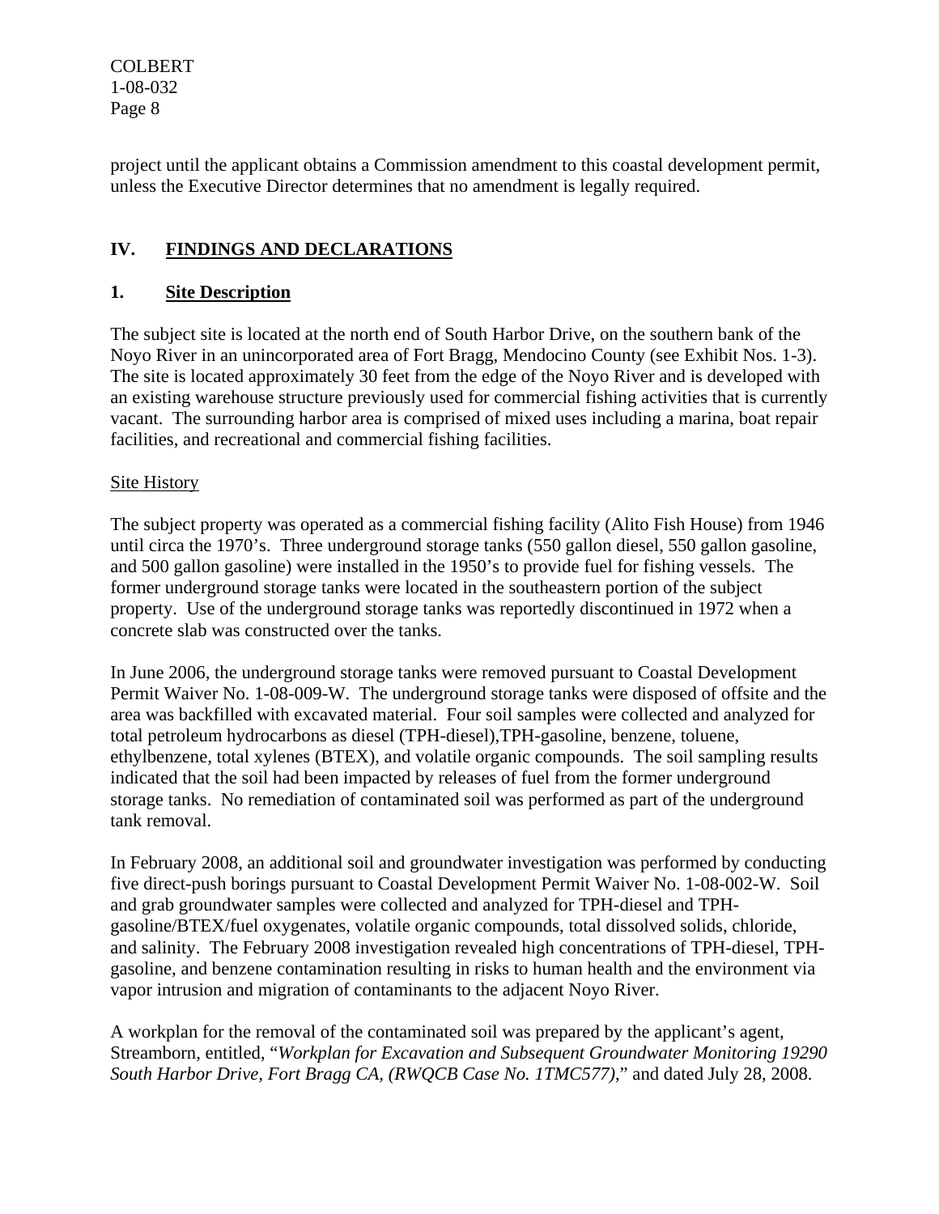project until the applicant obtains a Commission amendment to this coastal development permit, unless the Executive Director determines that no amendment is legally required.

## IV. FINDINGS AND DECLARATIONS

### 1. Site Description

The subject site is located at the north end of South Harbor Drive, on the southern bank of the Noyo River in an unincorporated area of Fort Bragg, Mendocino County (see Exhibit Nos. 1-3). The site is located approximately 30 feet from the edge of the Noyo River and is developed with an existing warehouse structure previously used for commercial fishing activities that is currently vacant. The surrounding harbor area is comprised of mixed uses including a marina, boat repair facilities, and recreational and commercial fishing facilities.

Site History

The subject property was operated as a commercial fishing facility (Alito Fish House) from 1946 until circa the 1970's. Three underground storage tanks (550 gallon diesel, 550 gallon gasoline, and 500 gallon gasoline) were installed in the 1950's to provide fuel for fishing vessels. The former underground storage tanks were located in the southeastern portion of the subject property. Use of the underground storage tanks was reportedly discontinued in 1972 when a concrete slab was constructed over the tanks.

In June 2006, the underground storage tanks were removed pursuant to Coastal Development Permit Waiver No. 1-08-009-W. The underground storage tanks were disposed of offsite and the area was backfilled with excavated material. Four soil samples were collected and analyzed for total petroleum hydrocarbons as diesel (TPH-diesel),TPH-gasoline, benzene, toluene, ethylbenzene, total xylenes (BTEX), and volatile organic compounds. The soil sampling results indicated that the soil had been impacted by releases of fuel from the former underground storage tanks. No remediation of contaminated soil was performed as part of the underground tank removal.

In February 2008, an additional soil and groundwater investigation was performed by conducting five direct-push borings pursuant to Coastal Development Permit Waiver No. 1-08-002-W. Soil and grab groundwater samples were collected and analyzed for TPH-diesel and TPH-gasoline/BTEX/fuel oxygenates, volatile organic compounds, total dissolved solids, chloride, and salinity. The February 2008 investigation revealed high concentrations of TPH-diesel, TPH-gasoline, and benzene contamination resulting in risks to human health and the environment via vapor intrusion and migration of contaminants to the adjacent Noyo River.

A workplan for the removal of the contaminated soil was prepared by the applicant's agent, Streamborn, entitled, "*Workplan for Excavation and Subsequent Groundwater Monitoring 19290 South Harbor Drive, Fort Bragg CA, (RWQCB Case No. 1TMC577)*," and dated July 28, 2008.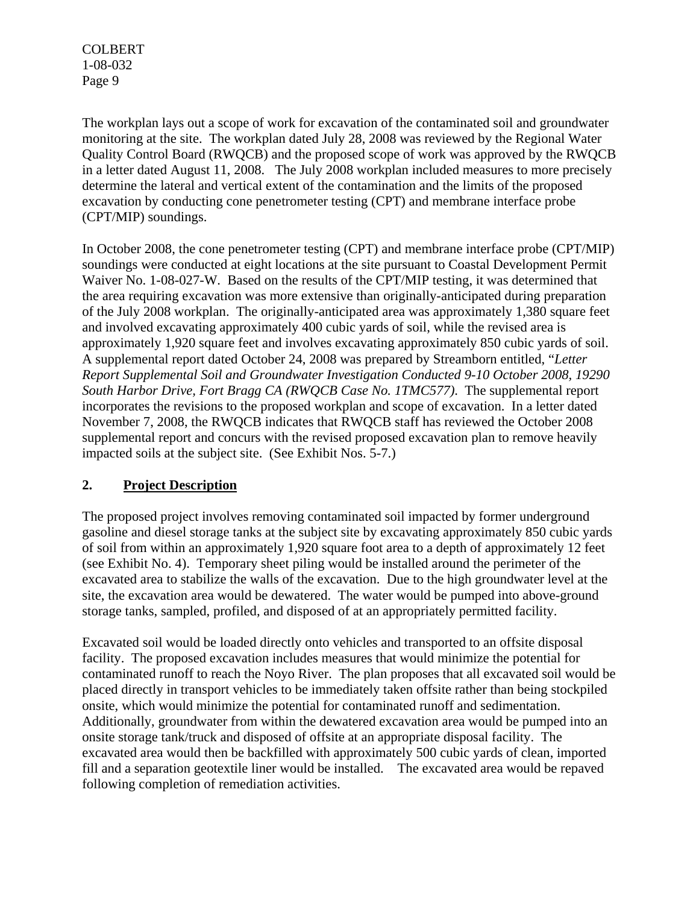The workplan lays out a scope of work for excavation of the contaminated soil and groundwater monitoring at the site. The workplan dated July 28, 2008 was reviewed by the Regional Water Quality Control Board (RWQCB) and the proposed scope of work was approved by the RWQCB in a letter dated August 11, 2008. The July 2008 workplan included measures to more precisely determine the lateral and vertical extent of the contamination and the limits of the proposed excavation by conducting cone penetrometer testing (CPT) and membrane interface probe (CPT/MIP) soundings.

In October 2008, the cone penetrometer testing (CPT) and membrane interface probe (CPT/MIP) soundings were conducted at eight locations at the site pursuant to Coastal Development Permit Waiver No. 1-08-027-W. Based on the results of the CPT/MIP testing, it was determined that the area requiring excavation was more extensive than originally-anticipated during preparation of the July 2008 workplan. The originally-anticipated area was approximately 1,380 square feet and involved excavating approximately 400 cubic yards of soil, while the revised area is approximately 1,920 square feet and involves excavating approximately 850 cubic yards of soil. A supplemental report dated October 24, 2008 was prepared by Streamborn entitled, "*Letter Report Supplemental Soil and Groundwater Investigation Conducted 9-10 October 2008, 19290 South Harbor Drive, Fort Bragg CA (RWQCB Case No. 1TMC577)*. The supplemental report incorporates the revisions to the proposed workplan and scope of excavation. In a letter dated November 7, 2008, the RWQCB indicates that RWQCB staff has reviewed the October 2008 supplemental report and concurs with the revised proposed excavation plan to remove heavily impacted soils at the subject site. (See Exhibit Nos. 5-7.)

## 2. Project Description

The proposed project involves removing contaminated soil impacted by former underground gasoline and diesel storage tanks at the subject site by excavating approximately 850 cubic yards of soil from within an approximately 1,920 square foot area to a depth of approximately 12 feet (see Exhibit No. 4). Temporary sheet piling would be installed around the perimeter of the excavated area to stabilize the walls of the excavation. Due to the high groundwater level at the site, the excavation area would be dewatered. The water would be pumped into above-ground storage tanks, sampled, profiled, and disposed of at an appropriately permitted facility.

Excavated soil would be loaded directly onto vehicles and transported to an offsite disposal facility. The proposed excavation includes measures that would minimize the potential for contaminated runoff to reach the Noyo River. The plan proposes that all excavated soil would be placed directly in transport vehicles to be immediately taken offsite rather than being stockpiled onsite, which would minimize the potential for contaminated runoff and sedimentation. Additionally, groundwater from within the dewatered excavation area would be pumped into an onsite storage tank/truck and disposed of offsite at an appropriate disposal facility. The excavated area would then be backfilled with approximately 500 cubic yards of clean, imported fill and a separation geotextile liner would be installed. The excavated area would be repaved following completion of remediation activities.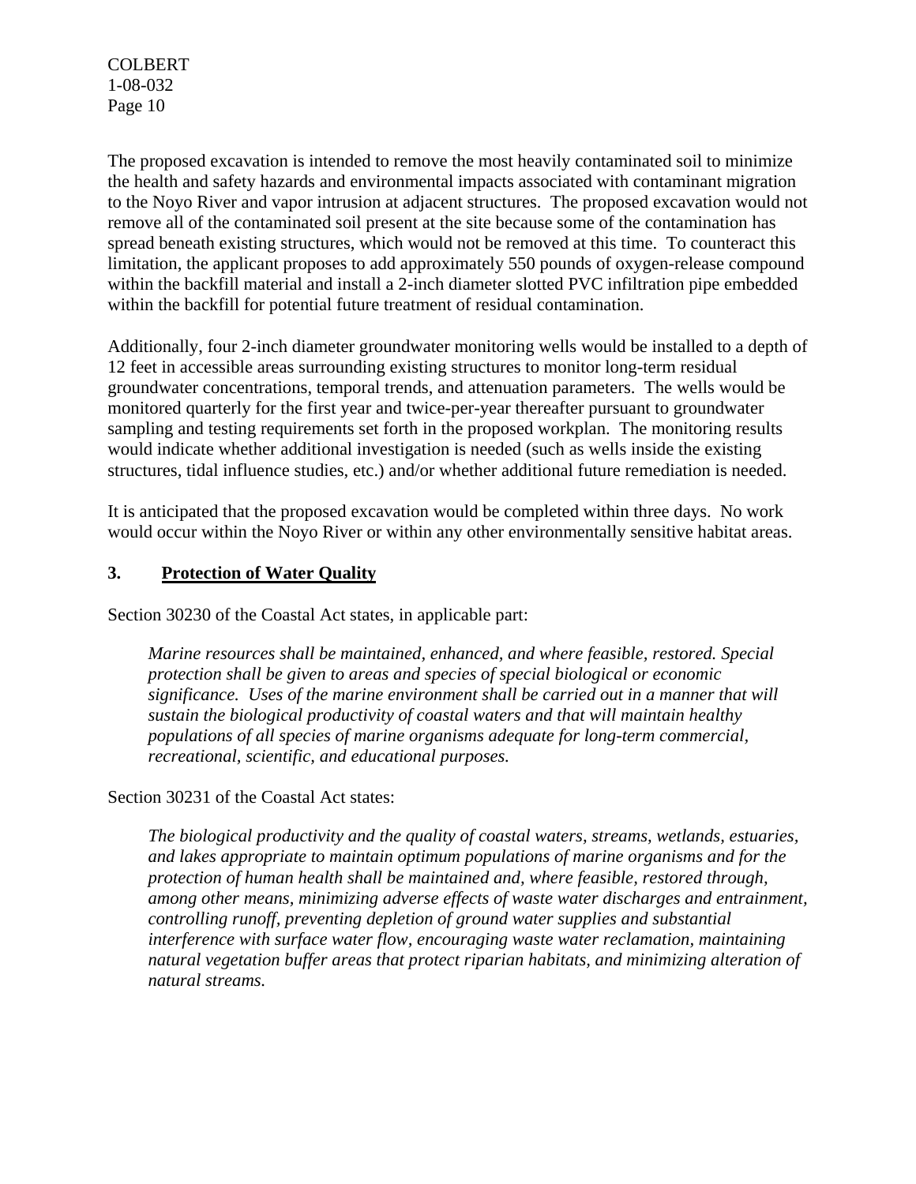The proposed excavation is intended to remove the most heavily contaminated soil to minimize the health and safety hazards and environmental impacts associated with contaminant migration to the Noyo River and vapor intrusion at adjacent structures. The proposed excavation would not remove all of the contaminated soil present at the site because some of the contamination has spread beneath existing structures, which would not be removed at this time. To counteract this limitation, the applicant proposes to add approximately 550 pounds of oxygen-release compound within the backfill material and install a 2-inch diameter slotted PVC infiltration pipe embedded within the backfill for potential future treatment of residual contamination.

Additionally, four 2-inch diameter groundwater monitoring wells would be installed to a depth of 12 feet in accessible areas surrounding existing structures to monitor long-term residual groundwater concentrations, temporal trends, and attenuation parameters. The wells would be monitored quarterly for the first year and twice-per-year thereafter pursuant to groundwater sampling and testing requirements set forth in the proposed workplan. The monitoring results would indicate whether additional investigation is needed (such as wells inside the existing structures, tidal influence studies, etc.) and/or whether additional future remediation is needed.

It is anticipated that the proposed excavation would be completed within three days. No work would occur within the Noyo River or within any other environmentally sensitive habitat areas.

### 3. Protection of Water Quality

Section 30230 of the Coastal Act states, in applicable part:

> *Marine resources shall be maintained, enhanced, and where feasible, restored. Special protection shall be given to areas and species of special biological or economic significance. Uses of the marine environment shall be carried out in a manner that will sustain the biological productivity of coastal waters and that will maintain healthy populations of all species of marine organisms adequate for long-term commercial, recreational, scientific, and educational purposes.*

Section 30231 of the Coastal Act states:

> *The biological productivity and the quality of coastal waters, streams, wetlands, estuaries, and lakes appropriate to maintain optimum populations of marine organisms and for the protection of human health shall be maintained and, where feasible, restored through, among other means, minimizing adverse effects of waste water discharges and entrainment, controlling runoff, preventing depletion of ground water supplies and substantial interference with surface water flow, encouraging waste water reclamation, maintaining natural vegetation buffer areas that protect riparian habitats, and minimizing alteration of natural streams.*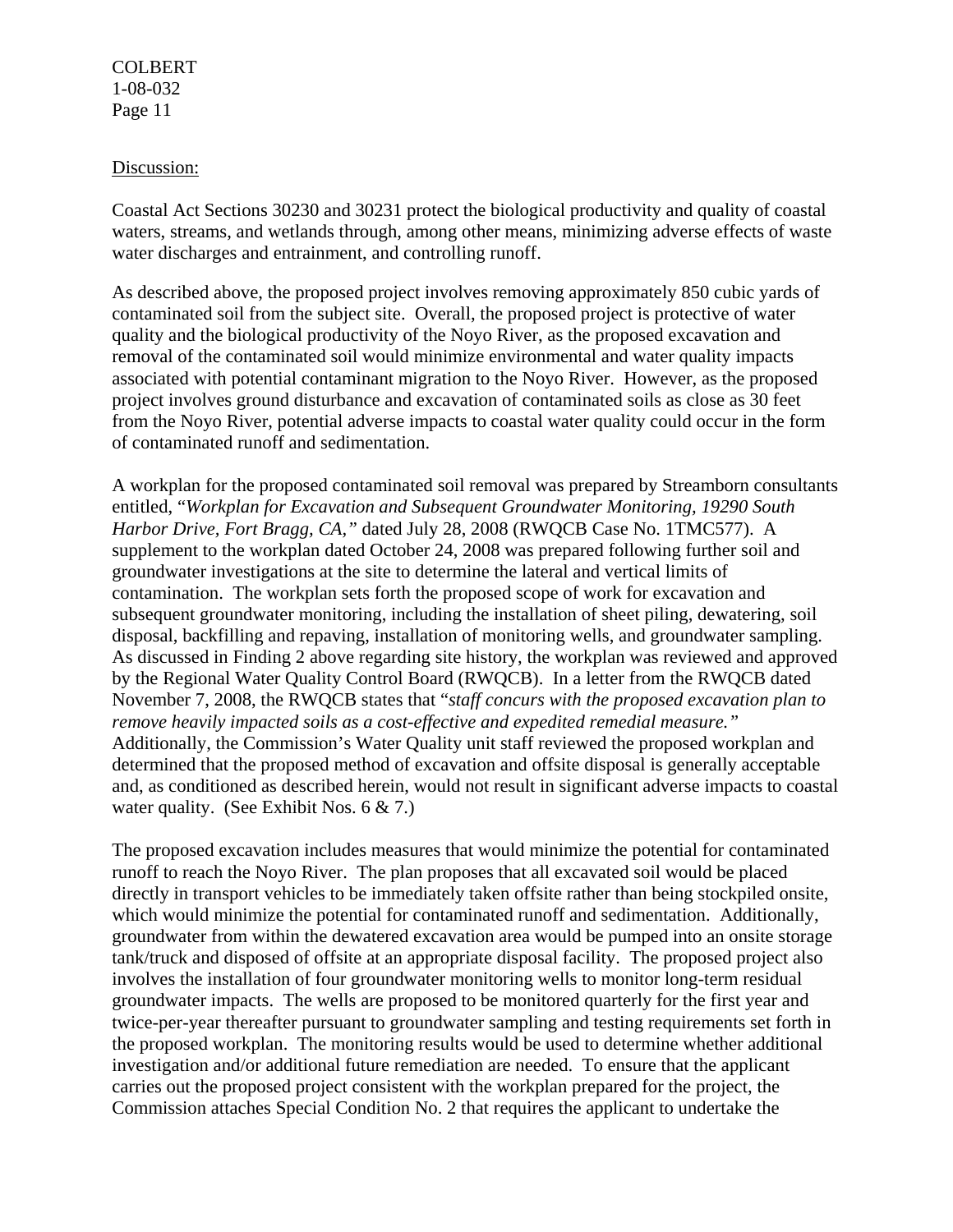Discussion:

Coastal Act Sections 30230 and 30231 protect the biological productivity and quality of coastal waters, streams, and wetlands through, among other means, minimizing adverse effects of waste water discharges and entrainment, and controlling runoff.

As described above, the proposed project involves removing approximately 850 cubic yards of contaminated soil from the subject site. Overall, the proposed project is protective of water quality and the biological productivity of the Noyo River, as the proposed excavation and removal of the contaminated soil would minimize environmental and water quality impacts associated with potential contaminant migration to the Noyo River. However, as the proposed project involves ground disturbance and excavation of contaminated soils as close as 30 feet from the Noyo River, potential adverse impacts to coastal water quality could occur in the form of contaminated runoff and sedimentation.

A workplan for the proposed contaminated soil removal was prepared by Streamborn consultants entitled, "*Workplan for Excavation and Subsequent Groundwater Monitoring, 19290 South Harbor Drive, Fort Bragg, CA,*" dated July 28, 2008 (RWQCB Case No. 1TMC577). A supplement to the workplan dated October 24, 2008 was prepared following further soil and groundwater investigations at the site to determine the lateral and vertical limits of contamination. The workplan sets forth the proposed scope of work for excavation and subsequent groundwater monitoring, including the installation of sheet piling, dewatering, soil disposal, backfilling and repaving, installation of monitoring wells, and groundwater sampling. As discussed in Finding 2 above regarding site history, the workplan was reviewed and approved by the Regional Water Quality Control Board (RWQCB). In a letter from the RWQCB dated November 7, 2008, the RWQCB states that "*staff concurs with the proposed excavation plan to remove heavily impacted soils as a cost-effective and expedited remedial measure.*" Additionally, the Commission's Water Quality unit staff reviewed the proposed workplan and determined that the proposed method of excavation and offsite disposal is generally acceptable and, as conditioned as described herein, would not result in significant adverse impacts to coastal water quality. (See Exhibit Nos. 6 & 7.)

The proposed excavation includes measures that would minimize the potential for contaminated runoff to reach the Noyo River. The plan proposes that all excavated soil would be placed directly in transport vehicles to be immediately taken offsite rather than being stockpiled onsite, which would minimize the potential for contaminated runoff and sedimentation. Additionally, groundwater from within the dewatered excavation area would be pumped into an onsite storage tank/truck and disposed of offsite at an appropriate disposal facility. The proposed project also involves the installation of four groundwater monitoring wells to monitor long-term residual groundwater impacts. The wells are proposed to be monitored quarterly for the first year and twice-per-year thereafter pursuant to groundwater sampling and testing requirements set forth in the proposed workplan. The monitoring results would be used to determine whether additional investigation and/or additional future remediation are needed. To ensure that the applicant carries out the proposed project consistent with the workplan prepared for the project, the Commission attaches Special Condition No. 2 that requires the applicant to undertake the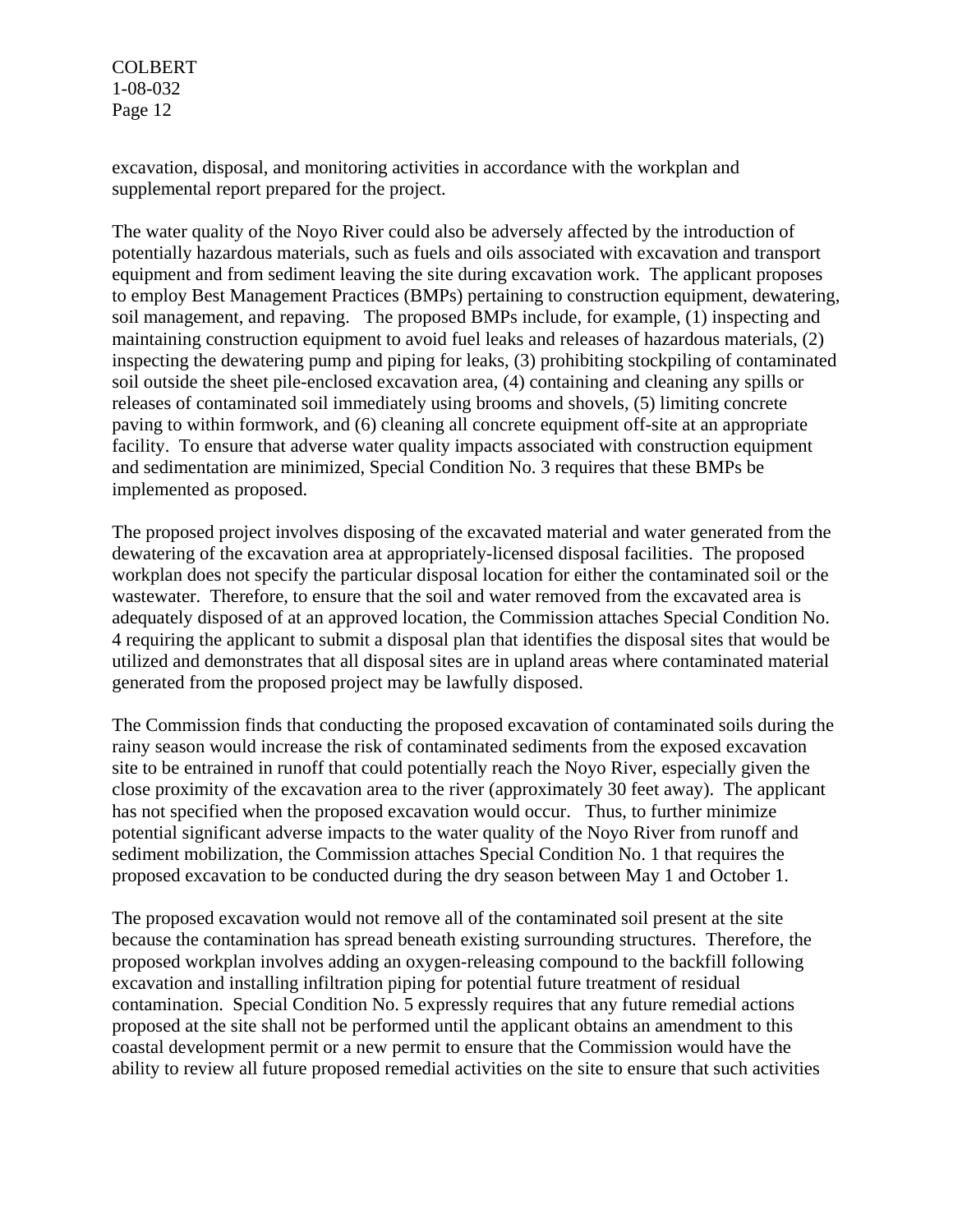excavation, disposal, and monitoring activities in accordance with the workplan and supplemental report prepared for the project.

The water quality of the Noyo River could also be adversely affected by the introduction of potentially hazardous materials, such as fuels and oils associated with excavation and transport equipment and from sediment leaving the site during excavation work. The applicant proposes to employ Best Management Practices (BMPs) pertaining to construction equipment, dewatering, soil management, and repaving. The proposed BMPs include, for example, (1) inspecting and maintaining construction equipment to avoid fuel leaks and releases of hazardous materials, (2) inspecting the dewatering pump and piping for leaks, (3) prohibiting stockpiling of contaminated soil outside the sheet pile-enclosed excavation area, (4) containing and cleaning any spills or releases of contaminated soil immediately using brooms and shovels, (5) limiting concrete paving to within formwork, and (6) cleaning all concrete equipment off-site at an appropriate facility. To ensure that adverse water quality impacts associated with construction equipment and sedimentation are minimized, Special Condition No. 3 requires that these BMPs be implemented as proposed.

The proposed project involves disposing of the excavated material and water generated from the dewatering of the excavation area at appropriately-licensed disposal facilities. The proposed workplan does not specify the particular disposal location for either the contaminated soil or the wastewater. Therefore, to ensure that the soil and water removed from the excavated area is adequately disposed of at an approved location, the Commission attaches Special Condition No. 4 requiring the applicant to submit a disposal plan that identifies the disposal sites that would be utilized and demonstrates that all disposal sites are in upland areas where contaminated material generated from the proposed project may be lawfully disposed.

The Commission finds that conducting the proposed excavation of contaminated soils during the rainy season would increase the risk of contaminated sediments from the exposed excavation site to be entrained in runoff that could potentially reach the Noyo River, especially given the close proximity of the excavation area to the river (approximately 30 feet away). The applicant has not specified when the proposed excavation would occur. Thus, to further minimize potential significant adverse impacts to the water quality of the Noyo River from runoff and sediment mobilization, the Commission attaches Special Condition No. 1 that requires the proposed excavation to be conducted during the dry season between May 1 and October 1.

The proposed excavation would not remove all of the contaminated soil present at the site because the contamination has spread beneath existing surrounding structures. Therefore, the proposed workplan involves adding an oxygen-releasing compound to the backfill following excavation and installing infiltration piping for potential future treatment of residual contamination. Special Condition No. 5 expressly requires that any future remedial actions proposed at the site shall not be performed until the applicant obtains an amendment to this coastal development permit or a new permit to ensure that the Commission would have the ability to review all future proposed remedial activities on the site to ensure that such activities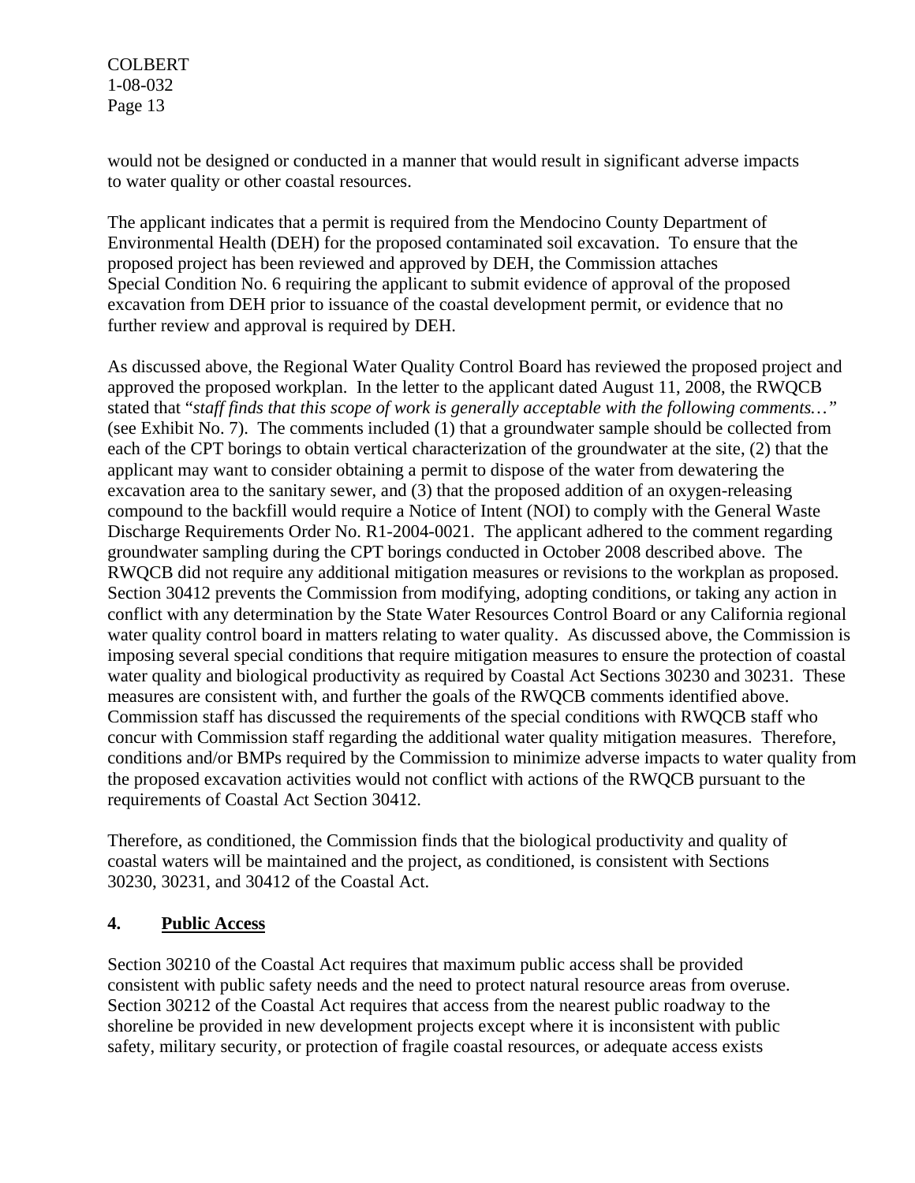would not be designed or conducted in a manner that would result in significant adverse impacts to water quality or other coastal resources.

The applicant indicates that a permit is required from the Mendocino County Department of Environmental Health (DEH) for the proposed contaminated soil excavation. To ensure that the proposed project has been reviewed and approved by DEH, the Commission attaches Special Condition No. 6 requiring the applicant to submit evidence of approval of the proposed excavation from DEH prior to issuance of the coastal development permit, or evidence that no further review and approval is required by DEH.

As discussed above, the Regional Water Quality Control Board has reviewed the proposed project and approved the proposed workplan. In the letter to the applicant dated August 11, 2008, the RWQCB stated that "*staff finds that this scope of work is generally acceptable with the following comments…*" (see Exhibit No. 7). The comments included (1) that a groundwater sample should be collected from each of the CPT borings to obtain vertical characterization of the groundwater at the site, (2) that the applicant may want to consider obtaining a permit to dispose of the water from dewatering the excavation area to the sanitary sewer, and (3) that the proposed addition of an oxygen-releasing compound to the backfill would require a Notice of Intent (NOI) to comply with the General Waste Discharge Requirements Order No. R1-2004-0021. The applicant adhered to the comment regarding groundwater sampling during the CPT borings conducted in October 2008 described above. The RWQCB did not require any additional mitigation measures or revisions to the workplan as proposed. Section 30412 prevents the Commission from modifying, adopting conditions, or taking any action in conflict with any determination by the State Water Resources Control Board or any California regional water quality control board in matters relating to water quality. As discussed above, the Commission is imposing several special conditions that require mitigation measures to ensure the protection of coastal water quality and biological productivity as required by Coastal Act Sections 30230 and 30231. These measures are consistent with, and further the goals of the RWQCB comments identified above. Commission staff has discussed the requirements of the special conditions with RWQCB staff who concur with Commission staff regarding the additional water quality mitigation measures. Therefore, conditions and/or BMPs required by the Commission to minimize adverse impacts to water quality from the proposed excavation activities would not conflict with actions of the RWQCB pursuant to the requirements of Coastal Act Section 30412.

Therefore, as conditioned, the Commission finds that the biological productivity and quality of coastal waters will be maintained and the project, as conditioned, is consistent with Sections 30230, 30231, and 30412 of the Coastal Act.

## 4. <u>Public Access</u>

Section 30210 of the Coastal Act requires that maximum public access shall be provided consistent with public safety needs and the need to protect natural resource areas from overuse. Section 30212 of the Coastal Act requires that access from the nearest public roadway to the shoreline be provided in new development projects except where it is inconsistent with public safety, military security, or protection of fragile coastal resources, or adequate access exists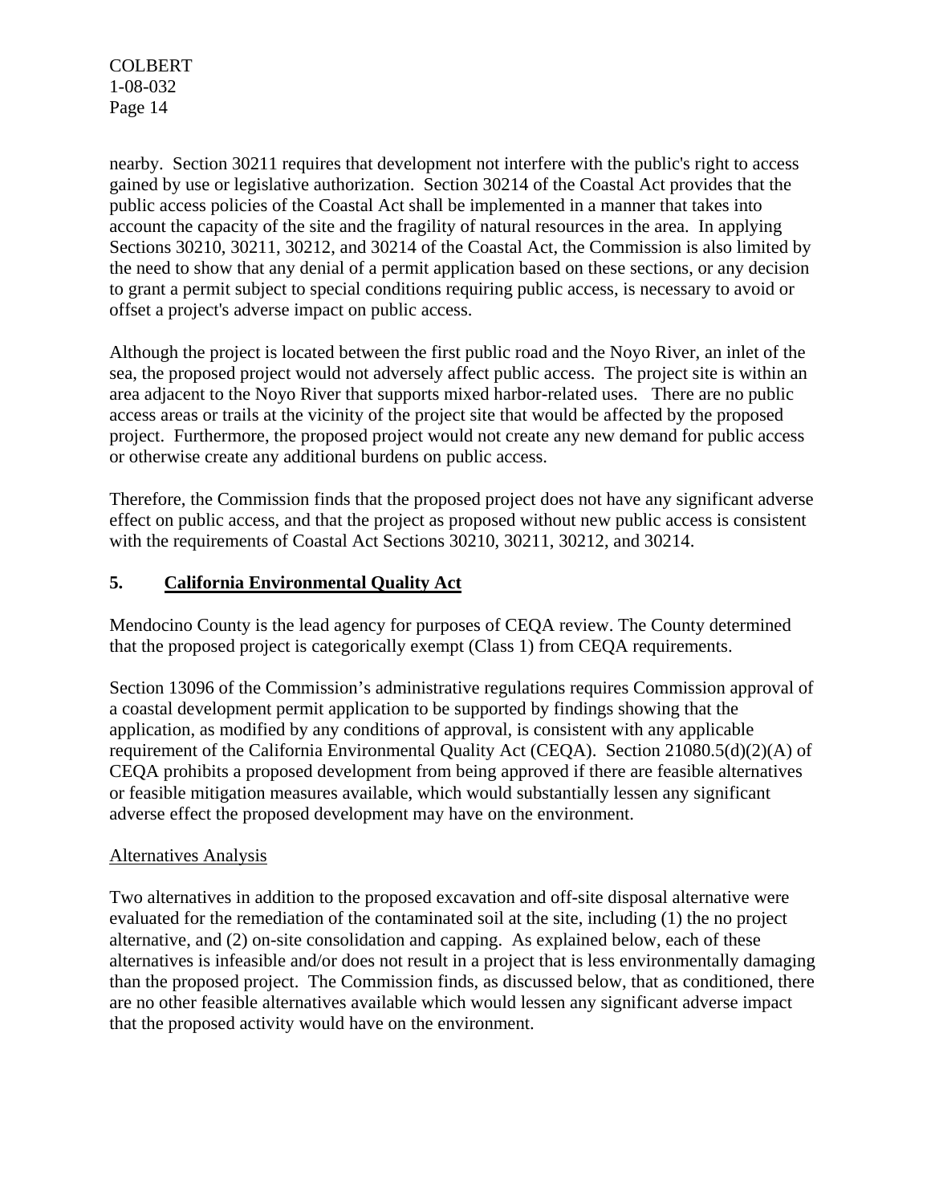nearby. Section 30211 requires that development not interfere with the public's right to access gained by use or legislative authorization. Section 30214 of the Coastal Act provides that the public access policies of the Coastal Act shall be implemented in a manner that takes into account the capacity of the site and the fragility of natural resources in the area. In applying Sections 30210, 30211, 30212, and 30214 of the Coastal Act, the Commission is also limited by the need to show that any denial of a permit application based on these sections, or any decision to grant a permit subject to special conditions requiring public access, is necessary to avoid or offset a project's adverse impact on public access.

Although the project is located between the first public road and the Noyo River, an inlet of the sea, the proposed project would not adversely affect public access. The project site is within an area adjacent to the Noyo River that supports mixed harbor-related uses. There are no public access areas or trails at the vicinity of the project site that would be affected by the proposed project. Furthermore, the proposed project would not create any new demand for public access or otherwise create any additional burdens on public access.

Therefore, the Commission finds that the proposed project does not have any significant adverse effect on public access, and that the project as proposed without new public access is consistent with the requirements of Coastal Act Sections 30210, 30211, 30212, and 30214.

## 5. California Environmental Quality Act

Mendocino County is the lead agency for purposes of CEQA review. The County determined that the proposed project is categorically exempt (Class 1) from CEQA requirements.

Section 13096 of the Commission's administrative regulations requires Commission approval of a coastal development permit application to be supported by findings showing that the application, as modified by any conditions of approval, is consistent with any applicable requirement of the California Environmental Quality Act (CEQA). Section 21080.5(d)(2)(A) of CEQA prohibits a proposed development from being approved if there are feasible alternatives or feasible mitigation measures available, which would substantially lessen any significant adverse effect the proposed development may have on the environment.

### Alternatives Analysis

Two alternatives in addition to the proposed excavation and off-site disposal alternative were evaluated for the remediation of the contaminated soil at the site, including (1) the no project alternative, and (2) on-site consolidation and capping. As explained below, each of these alternatives is infeasible and/or does not result in a project that is less environmentally damaging than the proposed project. The Commission finds, as discussed below, that as conditioned, there are no other feasible alternatives available which would lessen any significant adverse impact that the proposed activity would have on the environment.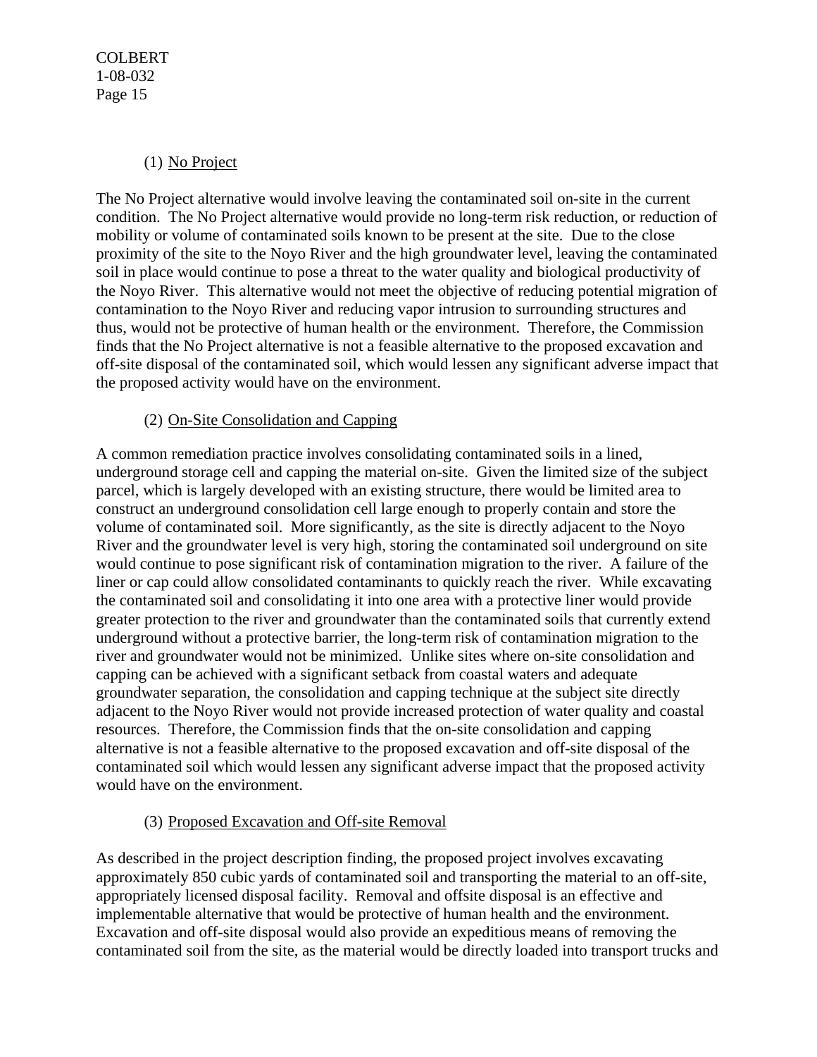(1) <u>No Project</u>

The No Project alternative would involve leaving the contaminated soil on-site in the current condition. The No Project alternative would provide no long-term risk reduction, or reduction of mobility or volume of contaminated soils known to be present at the site. Due to the close proximity of the site to the Noyo River and the high groundwater level, leaving the contaminated soil in place would continue to pose a threat to the water quality and biological productivity of the Noyo River. This alternative would not meet the objective of reducing potential migration of contamination to the Noyo River and reducing vapor intrusion to surrounding structures and thus, would not be protective of human health or the environment. Therefore, the Commission finds that the No Project alternative is not a feasible alternative to the proposed excavation and off-site disposal of the contaminated soil, which would lessen any significant adverse impact that the proposed activity would have on the environment.

(2) <u>On-Site Consolidation and Capping</u>

A common remediation practice involves consolidating contaminated soils in a lined, underground storage cell and capping the material on-site. Given the limited size of the subject parcel, which is largely developed with an existing structure, there would be limited area to construct an underground consolidation cell large enough to properly contain and store the volume of contaminated soil. More significantly, as the site is directly adjacent to the Noyo River and the groundwater level is very high, storing the contaminated soil underground on site would continue to pose significant risk of contamination migration to the river. A failure of the liner or cap could allow consolidated contaminants to quickly reach the river. While excavating the contaminated soil and consolidating it into one area with a protective liner would provide greater protection to the river and groundwater than the contaminated soils that currently extend underground without a protective barrier, the long-term risk of contamination migration to the river and groundwater would not be minimized. Unlike sites where on-site consolidation and capping can be achieved with a significant setback from coastal waters and adequate groundwater separation, the consolidation and capping technique at the subject site directly adjacent to the Noyo River would not provide increased protection of water quality and coastal resources. Therefore, the Commission finds that the on-site consolidation and capping alternative is not a feasible alternative to the proposed excavation and off-site disposal of the contaminated soil which would lessen any significant adverse impact that the proposed activity would have on the environment.

(3) <u>Proposed Excavation and Off-site Removal</u>

As described in the project description finding, the proposed project involves excavating approximately 850 cubic yards of contaminated soil and transporting the material to an off-site, appropriately licensed disposal facility. Removal and offsite disposal is an effective and implementable alternative that would be protective of human health and the environment. Excavation and off-site disposal would also provide an expeditious means of removing the contaminated soil from the site, as the material would be directly loaded into transport trucks and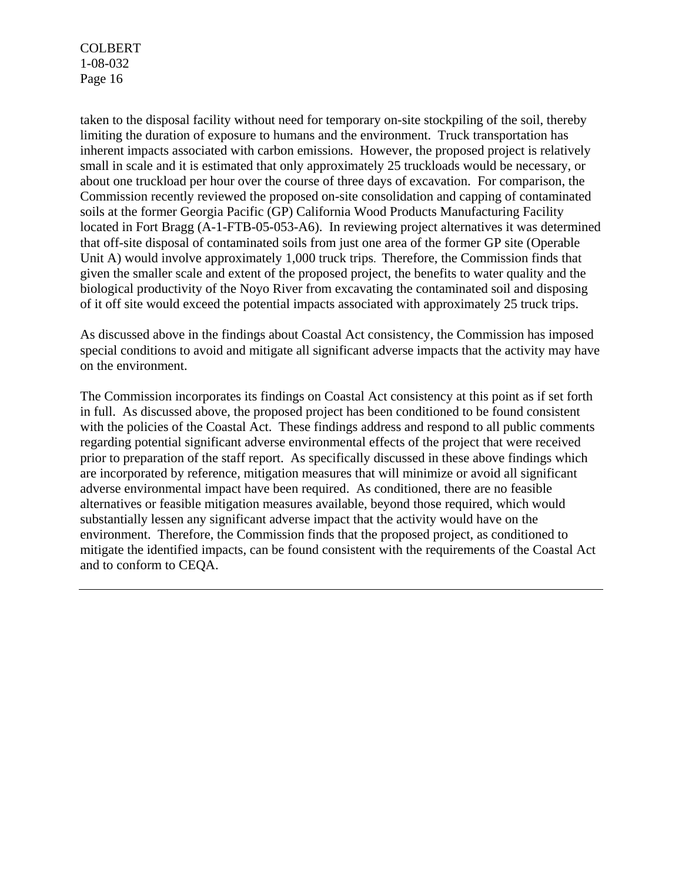taken to the disposal facility without need for temporary on-site stockpiling of the soil, thereby limiting the duration of exposure to humans and the environment. Truck transportation has inherent impacts associated with carbon emissions. However, the proposed project is relatively small in scale and it is estimated that only approximately 25 truckloads would be necessary, or about one truckload per hour over the course of three days of excavation. For comparison, the Commission recently reviewed the proposed on-site consolidation and capping of contaminated soils at the former Georgia Pacific (GP) California Wood Products Manufacturing Facility located in Fort Bragg (A-1-FTB-05-053-A6). In reviewing project alternatives it was determined that off-site disposal of contaminated soils from just one area of the former GP site (Operable Unit A) would involve approximately 1,000 truck trips. Therefore, the Commission finds that given the smaller scale and extent of the proposed project, the benefits to water quality and the biological productivity of the Noyo River from excavating the contaminated soil and disposing of it off site would exceed the potential impacts associated with approximately 25 truck trips.

As discussed above in the findings about Coastal Act consistency, the Commission has imposed special conditions to avoid and mitigate all significant adverse impacts that the activity may have on the environment.

The Commission incorporates its findings on Coastal Act consistency at this point as if set forth in full. As discussed above, the proposed project has been conditioned to be found consistent with the policies of the Coastal Act. These findings address and respond to all public comments regarding potential significant adverse environmental effects of the project that were received prior to preparation of the staff report. As specifically discussed in these above findings which are incorporated by reference, mitigation measures that will minimize or avoid all significant adverse environmental impact have been required. As conditioned, there are no feasible alternatives or feasible mitigation measures available, beyond those required, which would substantially lessen any significant adverse impact that the activity would have on the environment. Therefore, the Commission finds that the proposed project, as conditioned to mitigate the identified impacts, can be found consistent with the requirements of the Coastal Act and to conform to CEQA.

---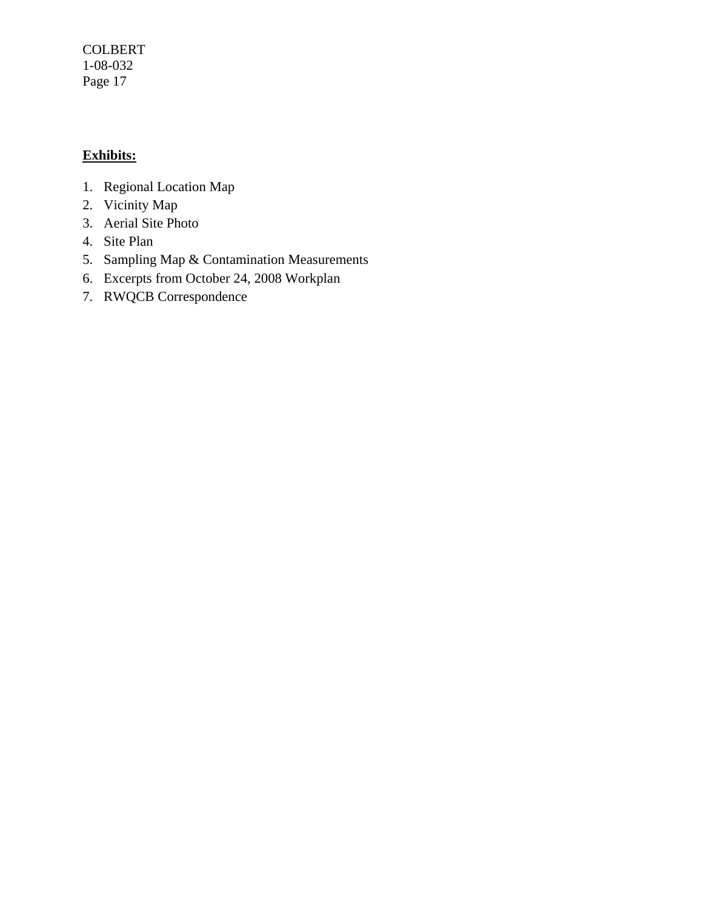**Exhibits:**

1. Regional Location Map
2. Vicinity Map
3. Aerial Site Photo
4. Site Plan
5. Sampling Map & Contamination Measurements
6. Excerpts from October 24, 2008 Workplan
7. RWQCB Correspondence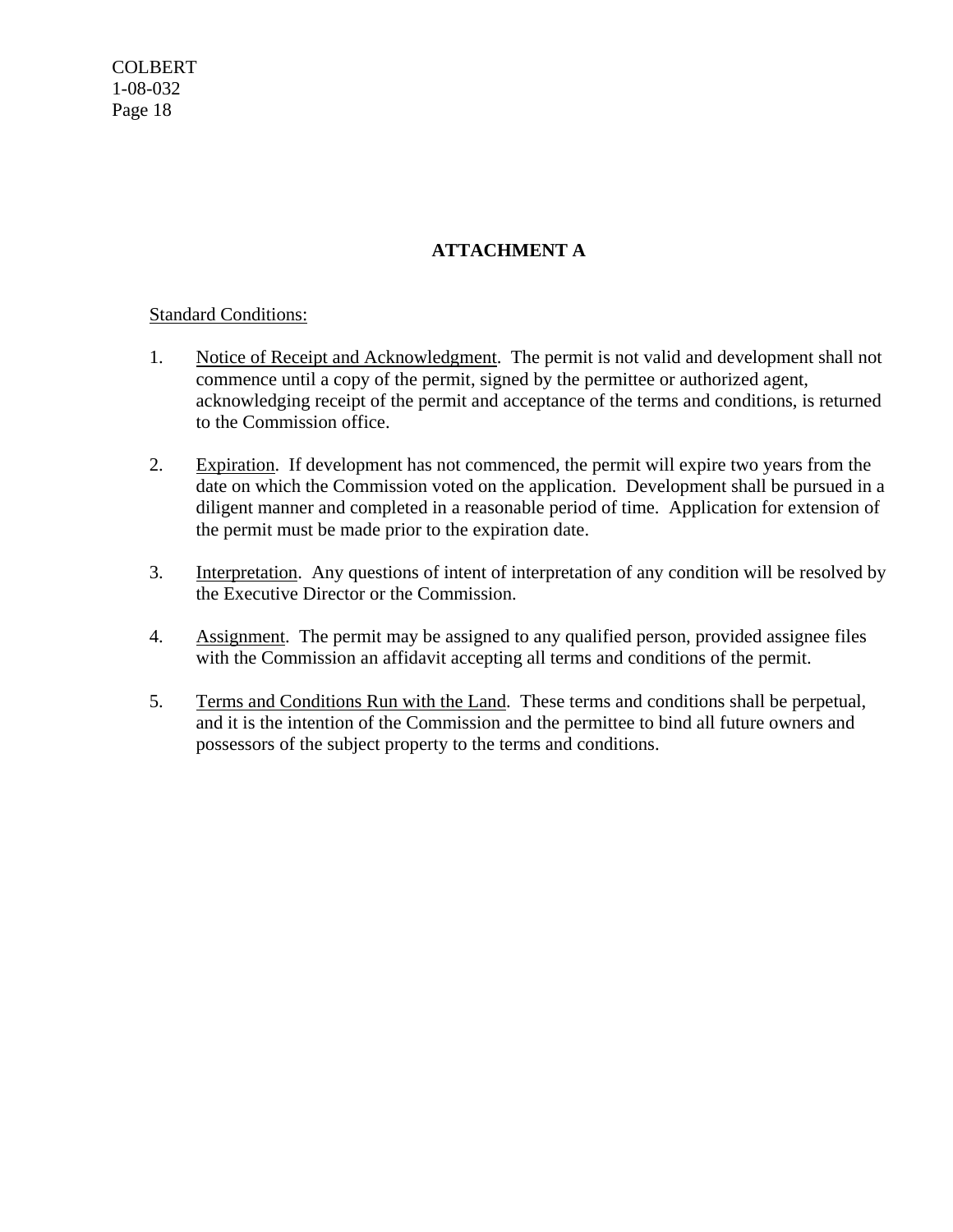# ATTACHMENT A

Standard Conditions:

1. Notice of Receipt and Acknowledgment. The permit is not valid and development shall not commence until a copy of the permit, signed by the permittee or authorized agent, acknowledging receipt of the permit and acceptance of the terms and conditions, is returned to the Commission office.

2. Expiration. If development has not commenced, the permit will expire two years from the date on which the Commission voted on the application. Development shall be pursued in a diligent manner and completed in a reasonable period of time. Application for extension of the permit must be made prior to the expiration date.

3. Interpretation. Any questions of intent of interpretation of any condition will be resolved by the Executive Director or the Commission.

4. Assignment. The permit may be assigned to any qualified person, provided assignee files with the Commission an affidavit accepting all terms and conditions of the permit.

5. Terms and Conditions Run with the Land. These terms and conditions shall be perpetual, and it is the intention of the Commission and the permittee to bind all future owners and possessors of the subject property to the terms and conditions.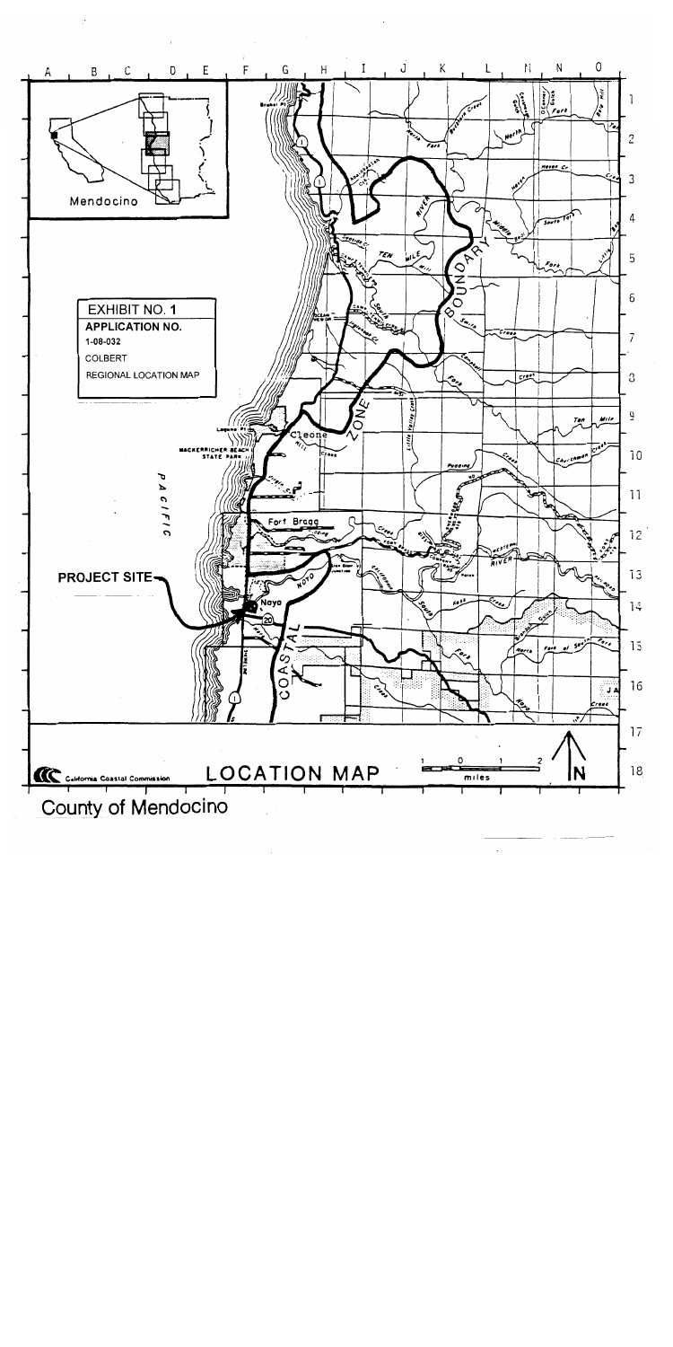EXHIBIT NO. 1

APPLICATION NO.

1-08-032

COLBERT

REGIONAL LOCATION MAP

PROJECT SITE

LOCATION MAP

California Coastal Commission

County of Mendocino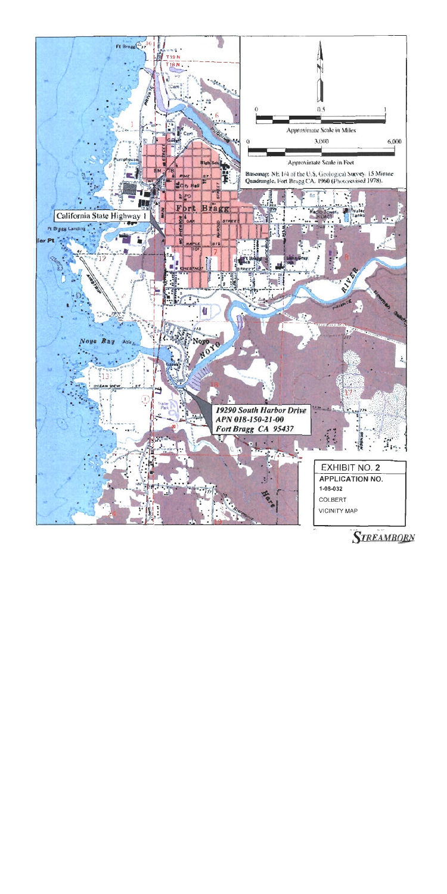Approximate Scale in Miles

Approximate Scale in Feet

Basemap: NE 1/4 of the U.S. Geological Survey 15 Minute Quadrangle, Fort Bragg CA, 1960 (Photorevised 1978).

California State Highway 1

19290 South Harbor Drive
APN 018-150-21-00
Fort Bragg CA 95437

EXHIBIT NO. 2
APPLICATION NO.
1-08-032
COLBERT
VICINITY MAP

STREAMBORN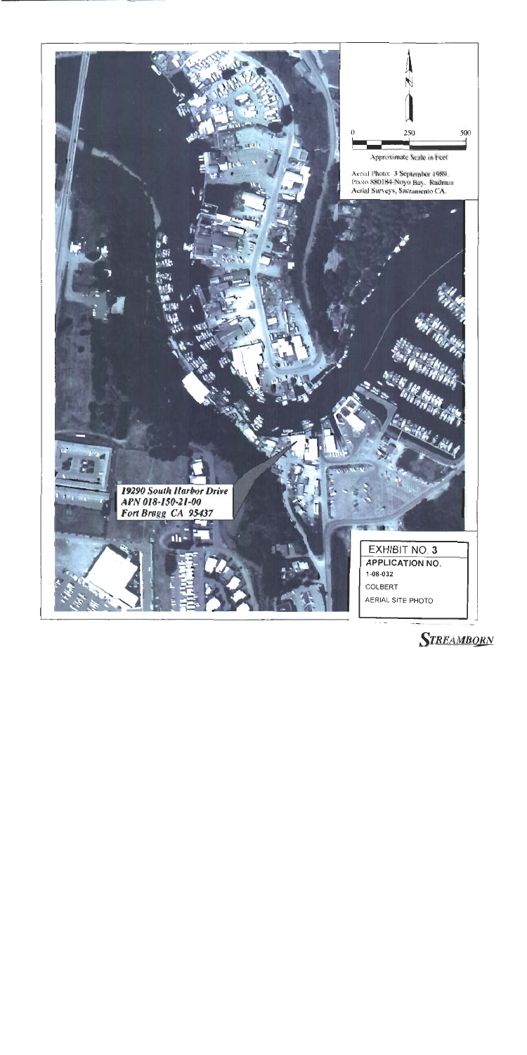Approximate Scale in Feet

0 250 500

Aerial Photo: 3 September 1989.
Photo 880184-Noyo Bay. Radman
Aerial Surveys, Sacramento CA.

*19290 South Harbor Drive*
*APN 018-150-21-00*
*Fort Bragg CA 95437*

EXHIBIT NO. 3

APPLICATION NO.

1-08-032

COLBERT

AERIAL SITE PHOTO

STREAMBORN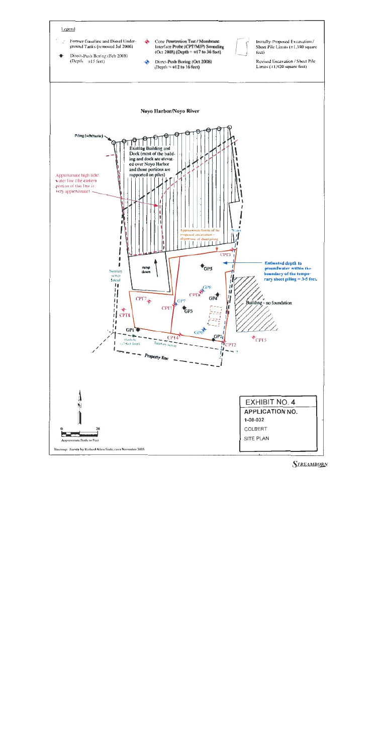Legend

Former Gasoline and Diesel Underground Tanks (removed Jul 2006)

Direct-Push Boring (Feb 2008) (Depth = ±15 feet)

Cone Penetration Test / Membrane Interface Probe (CPT/MIP) Sounding (Oct 2008) (Depth = ±17 to 36 feet)

Direct-Push Boring (Oct 2008) (Depth = ±12 to 16 feet)

Initially-Proposed Excavation / Sheet Pile Limits (±1,380 square feet)

Revised Excavation / Sheet Pile Limits (±1,920 square feet)

**Noyo Harbor/Noyo River**

Piling (schematic)

Existing Building and Dock (most of the building and dock are elevated over Noyo Harbor and those portions are supported on piles)

Approximate high tide/water line (the eastern portion of this line is very approximate)

Approximate limits of the proposed excavation = alignment of sheet piling

Water

ramp down

Sanitary sewer lateral

Estimated depth to groundwater within the boundary of the temporary sheet piling = 3-5 feet.

Building - no foundation

CPT3, GP5, GP8, CPT6, GP4, CPT7, GP7, CPT1, GP3, CPT8, GP1, GP6, GP2, CPT4, CPT2, CPT5

Manhole (±7 feet deep)

Sanitary sewer

Property line

0 — 20

Approximate Scale in Feet

Basemap: Survey by Richard Allen Seale, circa November 2005

EXHIBIT NO. 4

APPLICATION NO.

1-08-032

COLBERT

SITE PLAN

*STREAMBORN*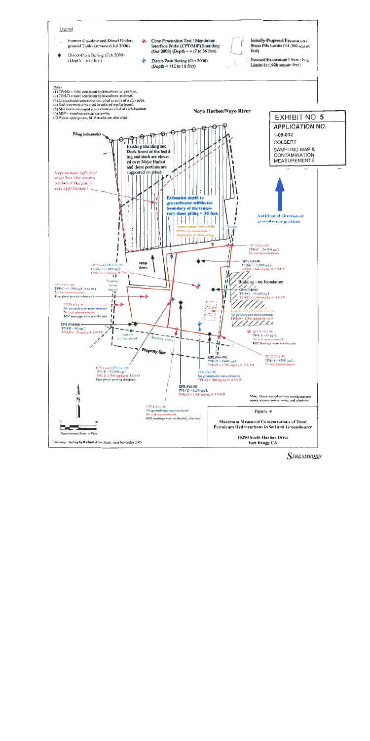## Legend

- Former Gasoline and Diesel Underground Tanks (removed Jul 2006)
- Direct-Push Boring (Feb 2008) (Depth = ±15 feet)
- Cone Penetration Test / Membrane Interface Probe (CPT/MIP) Sounding (Oct 2008) (Depth = ±17 to 36 feet)
- Direct-Push Boring (Oct 2008) (Depth = ±12 to 16 feet)
- Initially-Proposed Excavation / Sheet Pile Limits (±1,380 square feet)
- Revised Excavation / Sheet Pile Limits (±1,920 square feet)

Notes:
(1) TPH-G = total petroleum hydrocarbons as gasoline.
(2) TPH-D = total petroleum hydrocarbons as diesel.
(3) Groundwater concentrations cited in units of µg/L (ppb).
(4) Soil concentrations cited in units of mg/kg (ppm).
(5) Maximum measured concentrations cited at each location.
(6) MIP = membrane interface probe.
(7) Where appropriate, MIP results are also cited.

**EXHIBIT NO. 5**

**APPLICATION NO.**

1-08-032

COLBERT

SAMPLING MAP & CONTAMINATION MEASUREMENTS

Noyo Harbor/Noyo River

Piling (schematic)

Existing Building and Dock (most of the building and dock are elevated over Noyo Harbor and those portions are supported on piles)

Approximate high tide water line (the eastern portion of this line is very approximate)

Estimated depth to groundwater within the boundary of the temporary sheet piling = 3-5 feet.

Approximate limits of the proposed excavation = alignment of sheet piling

Anticipated direction of groundwater gradient

ramp down

CPT6 and GP6 (Oct 08)
TPH-G = 11,000 µg/L
TPH-D = 13 mg/kg @ 7.0-7.4'

CPT4 (Oct 08)
TPH-G = 1,300 µg/L (Oct 08)
No soil measurements
Free phase product observed

CPT3 (Oct 08)
No groundwater measurements
No soil measurements
MIP readings were not elevated

GP1 (Feb 08)
TPH-D = 80 µg/L
TPH-D = 15 mg/kg @ 2-8.5'

CPT1 and GP7 (Oct 08)
TPH-D = 83,000 µg/L
TPH-D = 700 mg/kg @ 4.5-5.0'
Free phase product observed

CPT3 (Oct 08)
TPH-G = 26,000 µg/L
No soil measurements

GP5 (Feb 08)
TPH-G = 72,000 µg/L
TPH-D = 640 mg/kg @ 5.0-5.5'

Building - no foundation

GP4 (Feb 08)
TPH-G = 24,000 µg/L
TPH-D = 1,000 mg/kg @ 4.5-5.0'

Tank Removal Samples (Jul 06)
No groundwater measurements
TPH-D = 1,000 mg/kg @ ±6.0'

CPT5 (Oct 08)
TPH-G <50 µg/L
No soil measurements
MIP readings were not elevated

GP2 (Feb 08)
TPH-G = 5,000 µg/L
TPH-D = 1,700 mg/kg @ 2.5-3.0'

CPT2 (Oct 08)
TPH-G = 4,800 µg/L
No soil measurements

GP8 (Oct 08)
No groundwater measurements
TPH-G = 780 mg/kg @ 4.5-5.0'

GP3 (Feb 08)
TPH-D = 8,200 µg/L
TPH-G = 1,400 mg/kg @ 4.0-6.5'

CPT7 (Oct 08)
No groundwater measurements
No soil measurements
MIP readings were moderately elevated

Sanitary sewer

Manhole (±7 feet deep)

Property line

Note: Overhead utilities include sanitary sewer, electric power, water, and telephone

Approximate Scale in Feet

Basemap: Survey by Richard Allen Seale, circa November 2005

**Figure 4**

**Maximum Measured Concentrations of Total Petroleum Hydrocarbons in Soil and Groundwater**

19290 South Harbor Drive
Fort Bragg, CA

*STREAMBORN*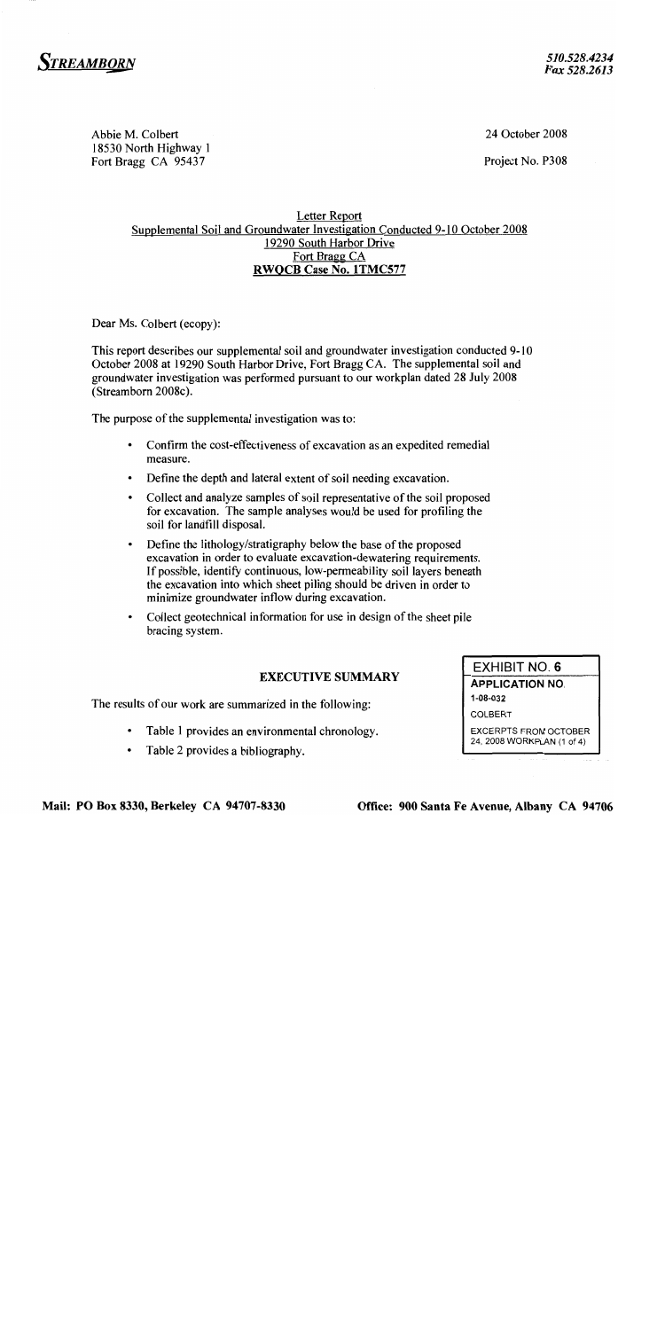**STREAMBORN** 510.528.4234
Fax 528.2613

Abbie M. Colbert
18530 North Highway 1
Fort Bragg CA 95437

24 October 2008

Project No. P308

Letter Report
Supplemental Soil and Groundwater Investigation Conducted 9-10 October 2008
19290 South Harbor Drive
Fort Bragg CA
**RWQCB Case No. 1TMC577**

Dear Ms. Colbert (ecopy):

This report describes our supplemental soil and groundwater investigation conducted 9-10 October 2008 at 19290 South Harbor Drive, Fort Bragg CA. The supplemental soil and groundwater investigation was performed pursuant to our workplan dated 28 July 2008 (Streamborn 2008c).

The purpose of the supplemental investigation was to:

- Confirm the cost-effectiveness of excavation as an expedited remedial measure.
- Define the depth and lateral extent of soil needing excavation.
- Collect and analyze samples of soil representative of the soil proposed for excavation. The sample analyses would be used for profiling the soil for landfill disposal.
- Define the lithology/stratigraphy below the base of the proposed excavation in order to evaluate excavation-dewatering requirements. If possible, identify continuous, low-permeability soil layers beneath the excavation into which sheet piling should be driven in order to minimize groundwater inflow during excavation.
- Collect geotechnical information for use in design of the sheet pile bracing system.

**EXHIBIT NO. 6**
**APPLICATION NO.**
1-08-032
COLBERT
EXCERPTS FROM OCTOBER 24, 2008 WORKPLAN (1 of 4)

**EXECUTIVE SUMMARY**

The results of our work are summarized in the following:

- Table 1 provides an environmental chronology.
- Table 2 provides a bibliography.

**Mail: PO Box 8330, Berkeley CA 94707-8330** **Office: 900 Santa Fe Avenue, Albany CA 94706**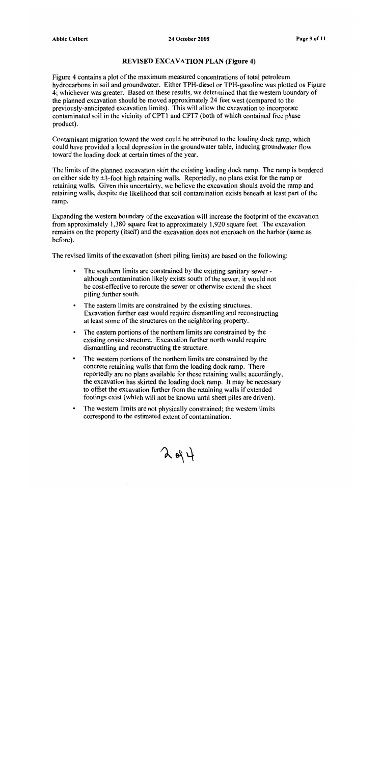## REVISED EXCAVATION PLAN (Figure 4)

Figure 4 contains a plot of the maximum measured concentrations of total petroleum hydrocarbons in soil and groundwater. Either TPH-diesel or TPH-gasoline was plotted on Figure 4; whichever was greater. Based on these results, we determined that the western boundary of the planned excavation should be moved approximately 24 feet west (compared to the previously-anticipated excavation limits). This will allow the excavation to incorporate contaminated soil in the vicinity of CPT1 and CPT7 (both of which contained free phase product).

Contaminant migration toward the west could be attributed to the loading dock ramp, which could have provided a local depression in the groundwater table, inducing groundwater flow toward the loading dock at certain times of the year.

The limits of the planned excavation skirt the existing loading dock ramp. The ramp is bordered on either side by ±3-foot high retaining walls. Reportedly, no plans exist for the ramp or retaining walls. Given this uncertainty, we believe the excavation should avoid the ramp and retaining walls, despite the likelihood that soil contamination exists beneath at least part of the ramp.

Expanding the western boundary of the excavation will increase the footprint of the excavation from approximately 1,380 square feet to approximately 1,920 square feet. The excavation remains on the property (itself) and the excavation does not encroach on the harbor (same as before).

The revised limits of the excavation (sheet piling limits) are based on the following:

- The southern limits are constrained by the existing sanitary sewer - although contamination likely exists south of the sewer, it would not be cost-effective to reroute the sewer or otherwise extend the sheet piling further south.
- The eastern limits are constrained by the existing structures. Excavation further east would require dismantling and reconstructing at least some of the structures on the neighboring property.
- The eastern portions of the northern limits are constrained by the existing onsite structure. Excavation further north would require dismantling and reconstructing the structure.
- The western portions of the northern limits are constrained by the concrete retaining walls that form the loading dock ramp. There reportedly are no plans available for these retaining walls; accordingly, the excavation has skirted the loading dock ramp. It may be necessary to offset the excavation further from the retaining walls if extended footings exist (which will not be known until sheet piles are driven).
- The western limits are not physically constrained; the western limits correspond to the estimated extent of contamination.

2 of 4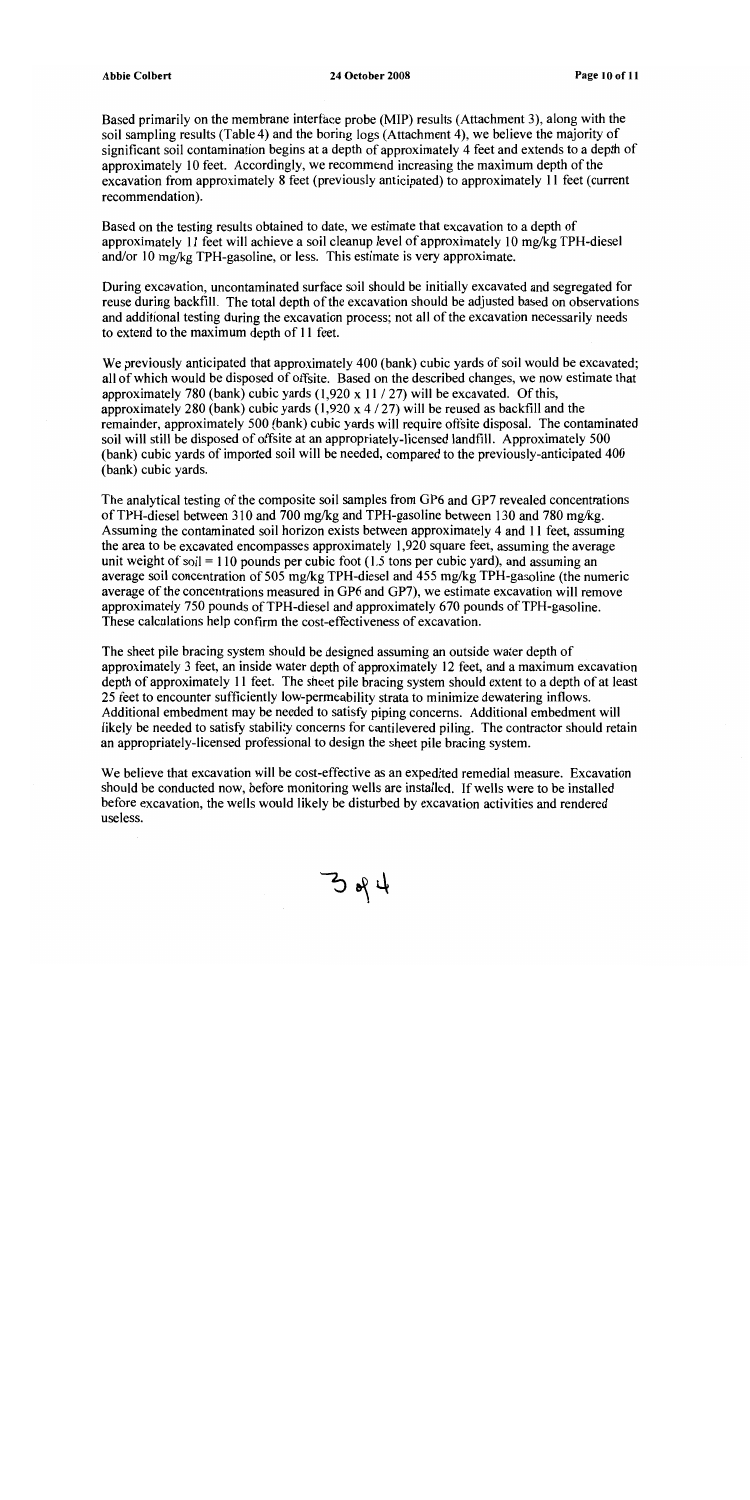Based primarily on the membrane interface probe (MIP) results (Attachment 3), along with the soil sampling results (Table 4) and the boring logs (Attachment 4), we believe the majority of significant soil contamination begins at a depth of approximately 4 feet and extends to a depth of approximately 10 feet. Accordingly, we recommend increasing the maximum depth of the excavation from approximately 8 feet (previously anticipated) to approximately 11 feet (current recommendation).

Based on the testing results obtained to date, we estimate that excavation to a depth of approximately 11 feet will achieve a soil cleanup level of approximately 10 mg/kg TPH-diesel and/or 10 mg/kg TPH-gasoline, or less. This estimate is very approximate.

During excavation, uncontaminated surface soil should be initially excavated and segregated for reuse during backfill. The total depth of the excavation should be adjusted based on observations and additional testing during the excavation process; not all of the excavation necessarily needs to extend to the maximum depth of 11 feet.

We previously anticipated that approximately 400 (bank) cubic yards of soil would be excavated; all of which would be disposed of offsite. Based on the described changes, we now estimate that approximately 780 (bank) cubic yards (1,920 x 11 / 27) will be excavated. Of this, approximately 280 (bank) cubic yards (1,920 x 4 / 27) will be reused as backfill and the remainder, approximately 500 (bank) cubic yards will require offsite disposal. The contaminated soil will still be disposed of offsite at an appropriately-licensed landfill. Approximately 500 (bank) cubic yards of imported soil will be needed, compared to the previously-anticipated 400 (bank) cubic yards.

The analytical testing of the composite soil samples from GP6 and GP7 revealed concentrations of TPH-diesel between 310 and 700 mg/kg and TPH-gasoline between 130 and 780 mg/kg. Assuming the contaminated soil horizon exists between approximately 4 and 11 feet, assuming the area to be excavated encompasses approximately 1,920 square feet, assuming the average unit weight of soil = 110 pounds per cubic foot (1.5 tons per cubic yard), and assuming an average soil concentration of 505 mg/kg TPH-diesel and 455 mg/kg TPH-gasoline (the numeric average of the concentrations measured in GP6 and GP7), we estimate excavation will remove approximately 750 pounds of TPH-diesel and approximately 670 pounds of TPH-gasoline. These calculations help confirm the cost-effectiveness of excavation.

The sheet pile bracing system should be designed assuming an outside water depth of approximately 3 feet, an inside water depth of approximately 12 feet, and a maximum excavation depth of approximately 11 feet. The sheet pile bracing system should extent to a depth of at least 25 feet to encounter sufficiently low-permeability strata to minimize dewatering inflows. Additional embedment may be needed to satisfy piping concerns. Additional embedment will likely be needed to satisfy stability concerns for cantilevered piling. The contractor should retain an appropriately-licensed professional to design the sheet pile bracing system.

We believe that excavation will be cost-effective as an expedited remedial measure. Excavation should be conducted now, before monitoring wells are installed. If wells were to be installed before excavation, the wells would likely be disturbed by excavation activities and rendered useless.

3 of 4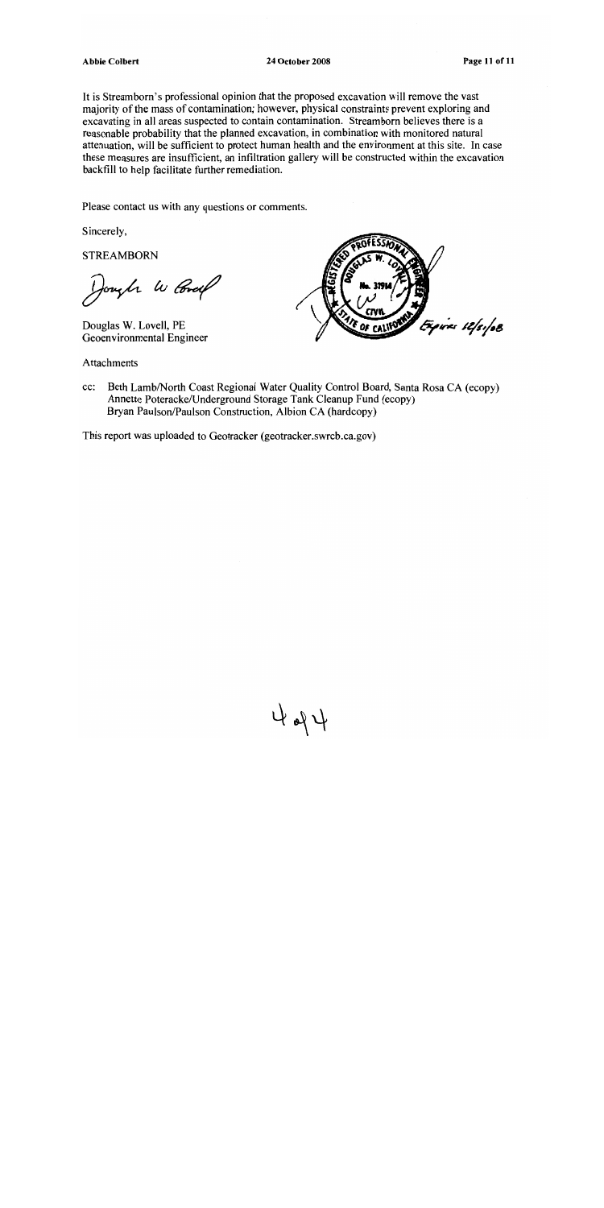It is Streamborn's professional opinion that the proposed excavation will remove the vast majority of the mass of contamination; however, physical constraints prevent exploring and excavating in all areas suspected to contain contamination. Streamborn believes there is a reasonable probability that the planned excavation, in combination with monitored natural attenuation, will be sufficient to protect human health and the environment at this site. In case these measures are insufficient, an infiltration gallery will be constructed within the excavation backfill to help facilitate further remediation.

Please contact us with any questions or comments.

Sincerely,

STREAMBORN

Douglas W. Lovell, PE
Geoenvironmental Engineer

REGISTERED PROFESSIONAL ENGINEER
DOUGLAS W. LOVELL
No. 31984
CIVIL
STATE OF CALIFORNIA
Expires 12/31/08

Attachments

cc: Beth Lamb/North Coast Regional Water Quality Control Board, Santa Rosa CA (ecopy)
Annette Poteracke/Underground Storage Tank Cleanup Fund (ecopy)
Bryan Paulson/Paulson Construction, Albion CA (hardcopy)

This report was uploaded to Geotracker (geotracker.swrcb.ca.gov)

4 of 4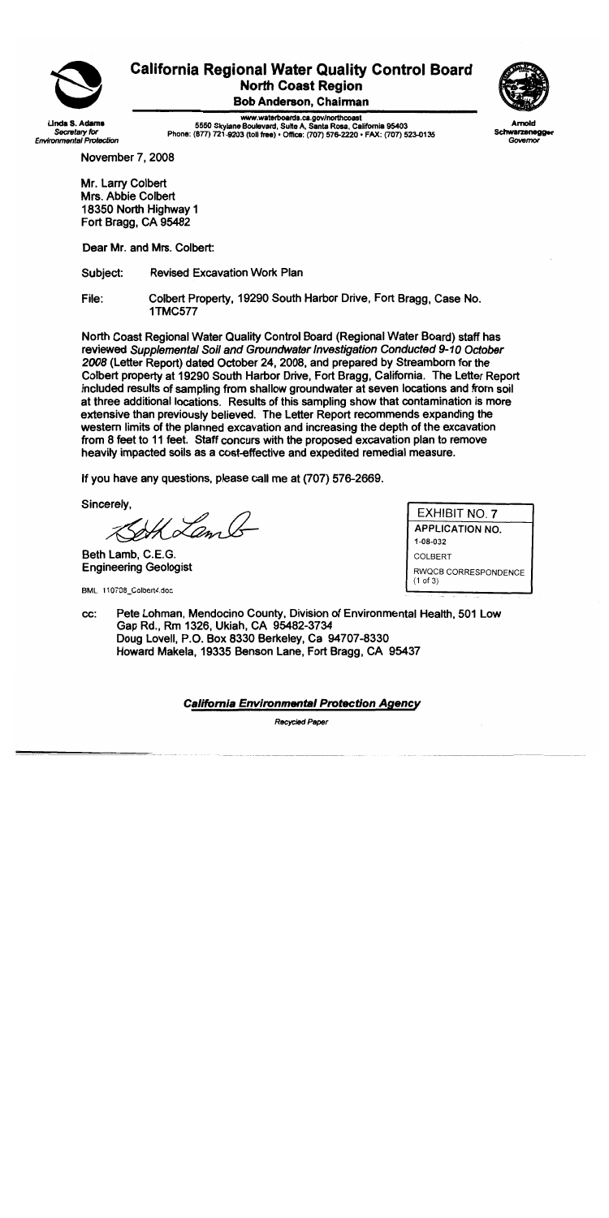# California Regional Water Quality Control Board

## North Coast Region

**Bob Anderson, Chairman**

Linda S. Adams
*Secretary for Environmental Protection*

www.waterboards.ca.gov/northcoast
5550 Skylane Boulevard, Suite A, Santa Rosa, California 95403
Phone: (877) 721-9203 (toll free) • Office: (707) 576-2220 • FAX: (707) 523-0135

Arnold Schwarzenegger
*Governor*

November 7, 2008

Mr. Larry Colbert
Mrs. Abbie Colbert
18350 North Highway 1
Fort Bragg, CA 95482

Dear Mr. and Mrs. Colbert:

Subject: Revised Excavation Work Plan

File: Colbert Property, 19290 South Harbor Drive, Fort Bragg, Case No. 1TMC577

North Coast Regional Water Quality Control Board (Regional Water Board) staff has reviewed *Supplemental Soil and Groundwater Investigation Conducted 9-10 October 2008* (Letter Report) dated October 24, 2008, and prepared by Streamborn for the Colbert property at 19290 South Harbor Drive, Fort Bragg, California. The Letter Report included results of sampling from shallow groundwater at seven locations and from soil at three additional locations. Results of this sampling show that contamination is more extensive than previously believed. The Letter Report recommends expanding the western limits of the planned excavation and increasing the depth of the excavation from 8 feet to 11 feet. Staff concurs with the proposed excavation plan to remove heavily impacted soils as a cost-effective and expedited remedial measure.

If you have any questions, please call me at (707) 576-2669.

Sincerely,

Beth Lamb

Beth Lamb, C.E.G.
Engineering Geologist

BML: 110708_Colbert4.doc

| EXHIBIT NO. 7 |
| --- |
| APPLICATION NO. 1-08-032 |
| COLBERT |
| RWQCB CORRESPONDENCE (1 of 3) |

cc: Pete Lohman, Mendocino County, Division of Environmental Health, 501 Low Gap Rd., Rm 1326, Ukiah, CA 95482-3734
Doug Lovell, P.O. Box 8330 Berkeley, Ca 94707-8330
Howard Makela, 19335 Benson Lane, Fort Bragg, CA 95437

***California Environmental Protection Agency***

*Recycled Paper*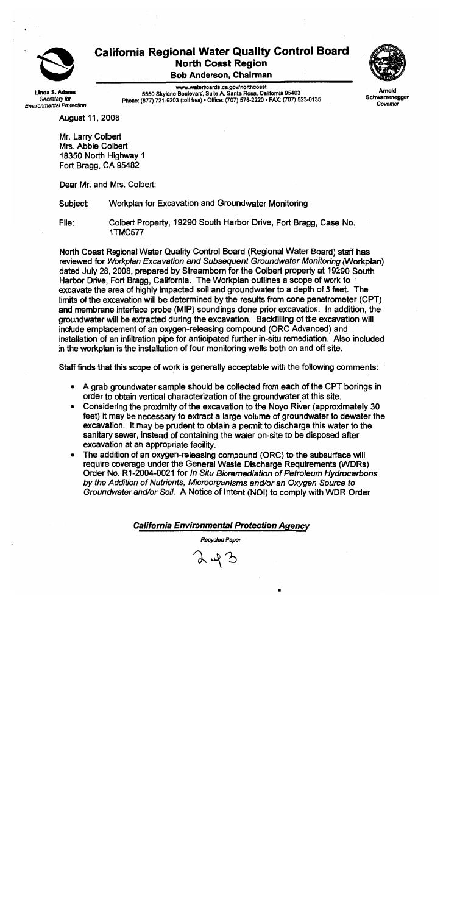# California Regional Water Quality Control Board
## North Coast Region
### Bob Anderson, Chairman

**Linda S. Adams**
*Secretary for Environmental Protection*

www.waterboards.ca.gov/northcoast
5550 Skylane Boulevard, Suite A, Santa Rosa, California 95403
Phone: (877) 721-9203 (toll free) • Office: (707) 576-2220 • FAX: (707) 523-0135

**Arnold Schwarzenegger**
*Governor*

August 11, 2008

Mr. Larry Colbert
Mrs. Abbie Colbert
18350 North Highway 1
Fort Bragg, CA 95482

Dear Mr. and Mrs. Colbert:

Subject: Workplan for Excavation and Groundwater Monitoring

File: Colbert Property, 19290 South Harbor Drive, Fort Bragg, Case No. 1TMC577

North Coast Regional Water Quality Control Board (Regional Water Board) staff has reviewed for *Workplan Excavation and Subsequent Groundwater Monitoring* (Workplan) dated July 28, 2008, prepared by Streamborn for the Colbert property at 19290 South Harbor Drive, Fort Bragg, California. The Workplan outlines a scope of work to excavate the area of highly impacted soil and groundwater to a depth of 8 feet. The limits of the excavation will be determined by the results from cone penetrometer (CPT) and membrane interface probe (MIP) soundings done prior excavation. In addition, the groundwater will be extracted during the excavation. Backfilling of the excavation will include emplacement of an oxygen-releasing compound (ORC Advanced) and installation of an infiltration pipe for anticipated further in-situ remediation. Also included in the workplan is the installation of four monitoring wells both on and off site.

Staff finds that this scope of work is generally acceptable with the following comments:

- A grab groundwater sample should be collected from each of the CPT borings in order to obtain vertical characterization of the groundwater at this site.
- Considering the proximity of the excavation to the Noyo River (approximately 30 feet) it may be necessary to extract a large volume of groundwater to dewater the excavation. It may be prudent to obtain a permit to discharge this water to the sanitary sewer, instead of containing the water on-site to be disposed after excavation at an appropriate facility.
- The addition of an oxygen-releasing compound (ORC) to the subsurface will require coverage under the General Waste Discharge Requirements (WDRs) Order No. R1-2004-0021 for *In Situ Bioremediation of Petroleum Hydrocarbons by the Addition of Nutrients, Microorganisms and/or an Oxygen Source to Groundwater and/or Soil*. A Notice of Intent (NOI) to comply with WDR Order

***California Environmental Protection Agency***

*Recycled Paper*

2 of 3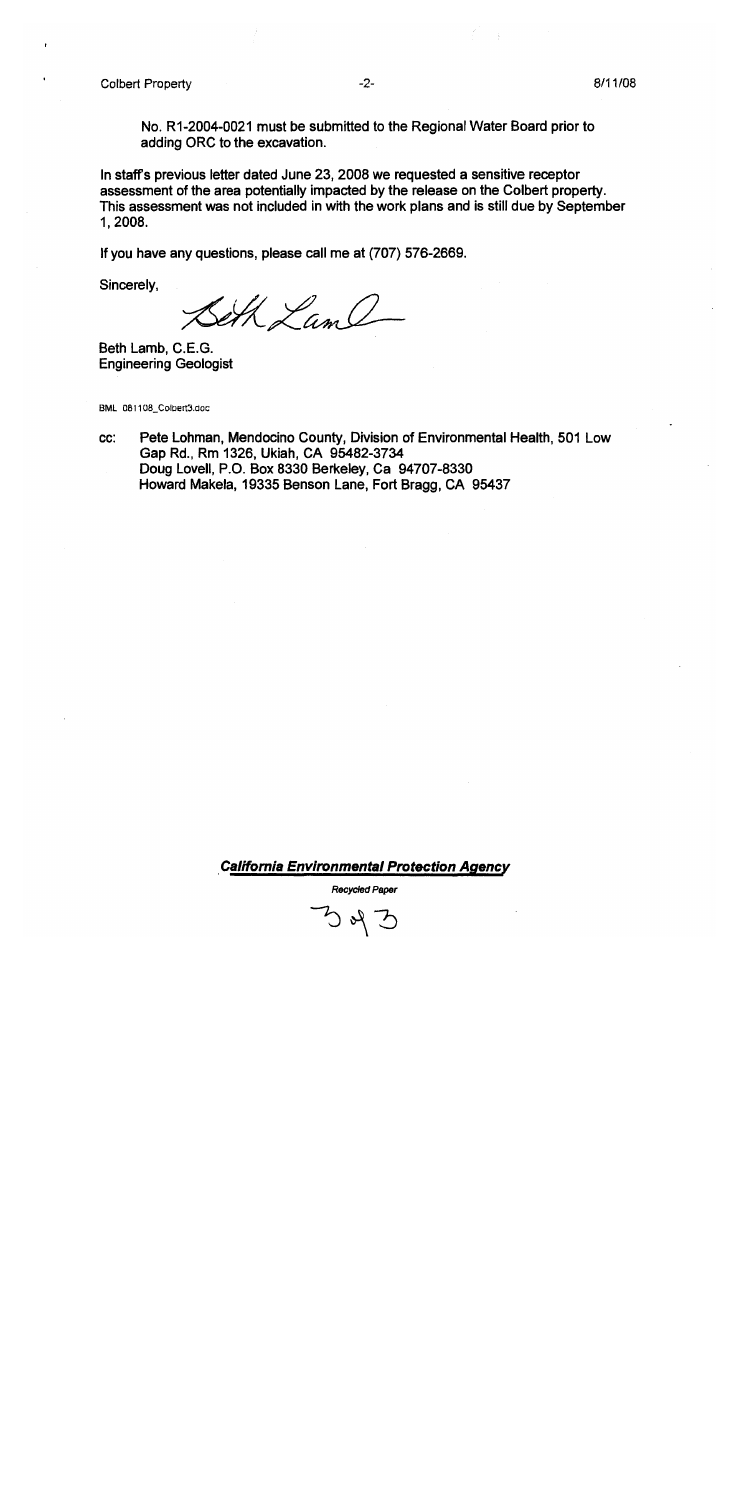No. R1-2004-0021 must be submitted to the Regional Water Board prior to adding ORC to the excavation.

In staff's previous letter dated June 23, 2008 we requested a sensitive receptor assessment of the area potentially impacted by the release on the Colbert property. This assessment was not included in with the work plans and is still due by September 1, 2008.

If you have any questions, please call me at (707) 576-2669.

Sincerely,

Beth Lamb

Beth Lamb, C.E.G.
Engineering Geologist

BML 081108_Colbert3.doc

cc: Pete Lohman, Mendocino County, Division of Environmental Health, 501 Low Gap Rd., Rm 1326, Ukiah, CA 95482-3734
Doug Lovell, P.O. Box 8330 Berkeley, Ca 94707-8330
Howard Makela, 19335 Benson Lane, Fort Bragg, CA 95437

***California Environmental Protection Agency***

*Recycled Paper*